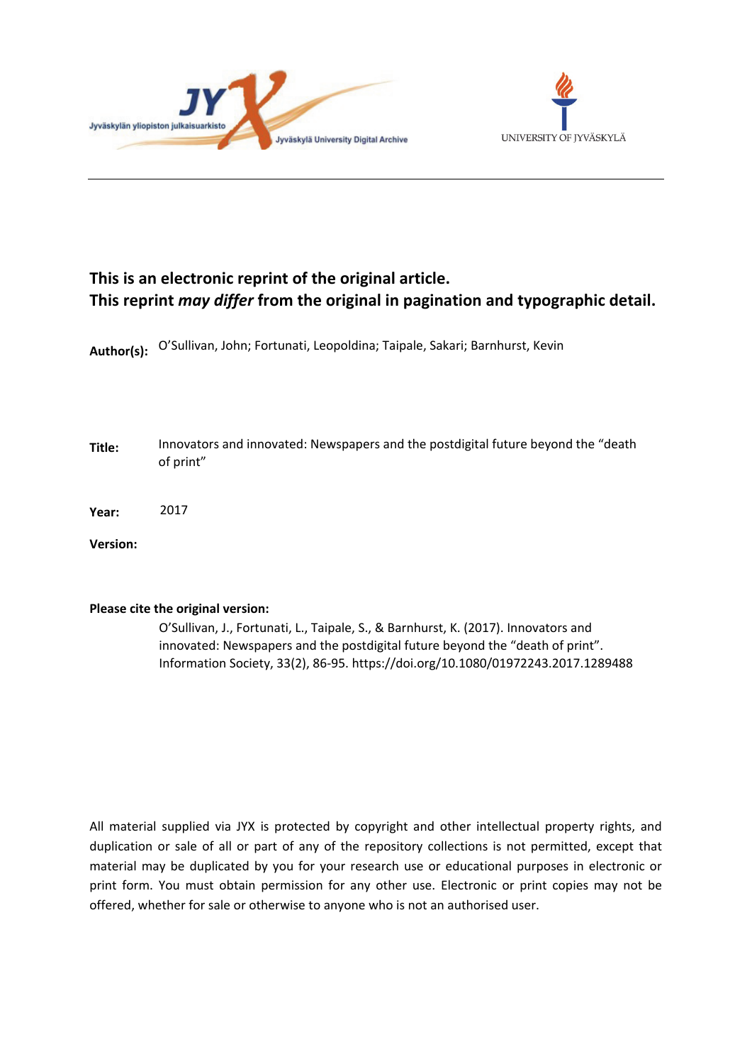**This is an electronic reprint of the original article.**
**This reprint *may differ* from the original in pagination and typographic detail.**

**Author(s):** O'Sullivan, John; Fortunati, Leopoldina; Taipale, Sakari; Barnhurst, Kevin

**Title:** Innovators and innovated: Newspapers and the postdigital future beyond the "death of print"

**Year:** 2017

**Version:**

**Please cite the original version:**

O'Sullivan, J., Fortunati, L., Taipale, S., & Barnhurst, K. (2017). Innovators and innovated: Newspapers and the postdigital future beyond the "death of print". Information Society, 33(2), 86-95. https://doi.org/10.1080/01972243.2017.1289488

All material supplied via JYX is protected by copyright and other intellectual property rights, and duplication or sale of all or part of any of the repository collections is not permitted, except that material may be duplicated by you for your research use or educational purposes in electronic or print form. You must obtain permission for any other use. Electronic or print copies may not be offered, whether for sale or otherwise to anyone who is not an authorised user.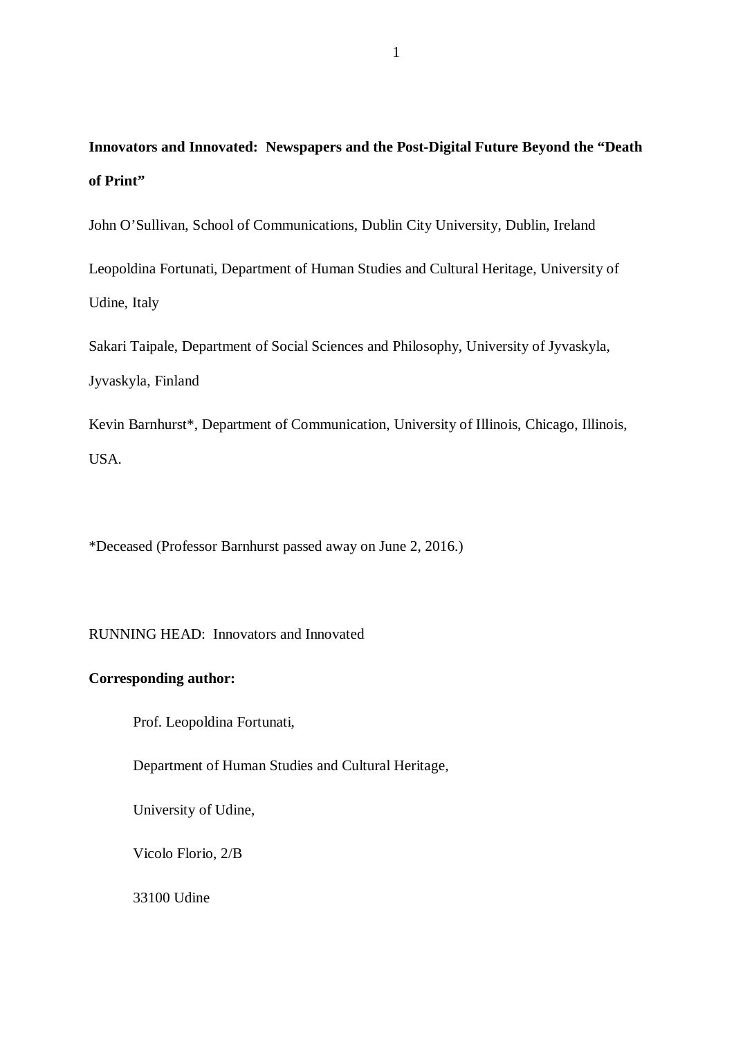**Innovators and Innovated: Newspapers and the Post-Digital Future Beyond the "Death of Print"**

John O'Sullivan, School of Communications, Dublin City University, Dublin, Ireland

Leopoldina Fortunati, Department of Human Studies and Cultural Heritage, University of Udine, Italy

Sakari Taipale, Department of Social Sciences and Philosophy, University of Jyvaskyla, Jyvaskyla, Finland

Kevin Barnhurst*, Department of Communication, University of Illinois, Chicago, Illinois, USA.

*Deceased (Professor Barnhurst passed away on June 2, 2016.)

RUNNING HEAD: Innovators and Innovated

**Corresponding author:**

Prof. Leopoldina Fortunati,

Department of Human Studies and Cultural Heritage,

University of Udine,

Vicolo Florio, 2/B

33100 Udine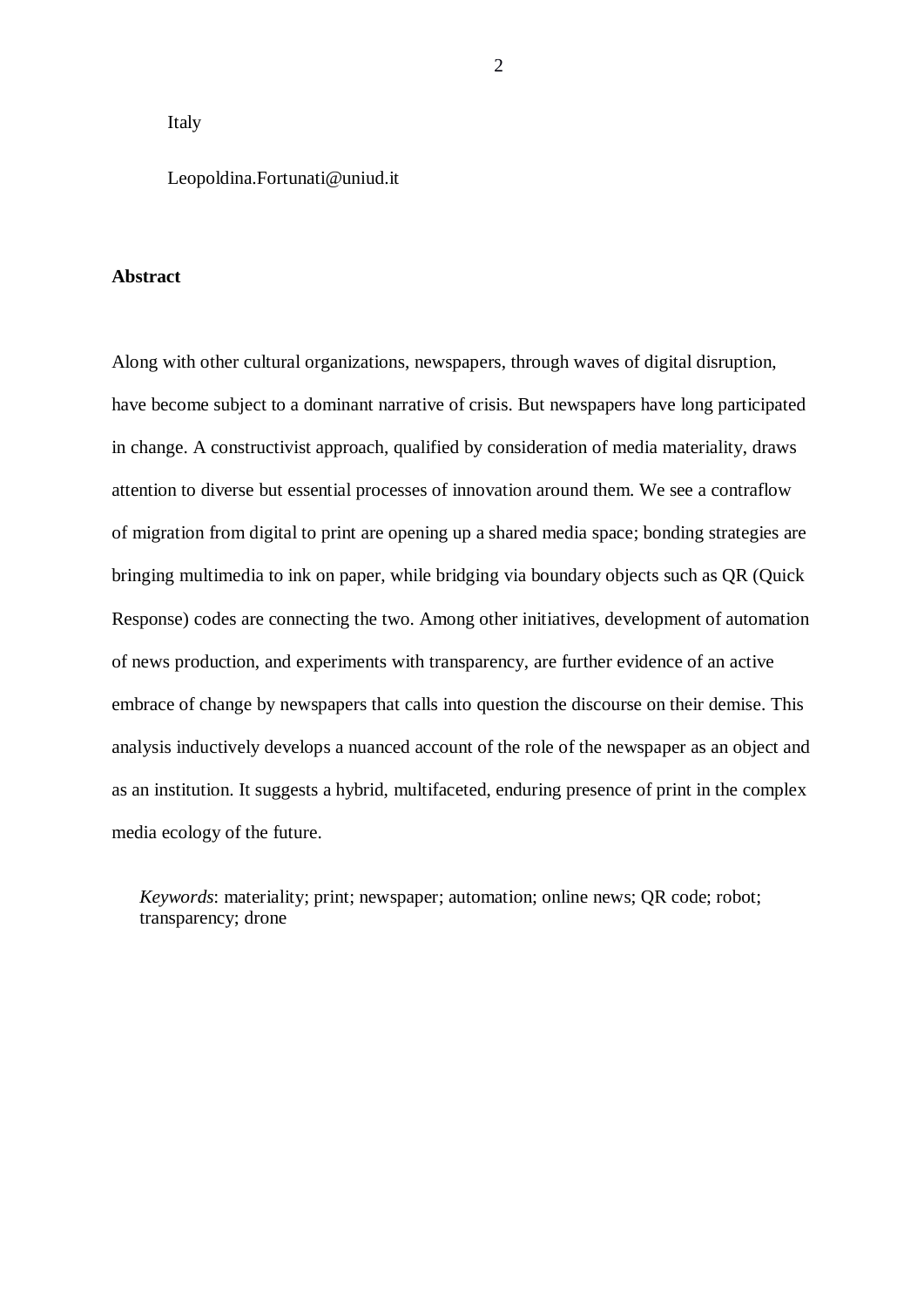Italy

Leopoldina.Fortunati@uniud.it

**Abstract**

Along with other cultural organizations, newspapers, through waves of digital disruption, have become subject to a dominant narrative of crisis. But newspapers have long participated in change. A constructivist approach, qualified by consideration of media materiality, draws attention to diverse but essential processes of innovation around them. We see a contraflow of migration from digital to print are opening up a shared media space; bonding strategies are bringing multimedia to ink on paper, while bridging via boundary objects such as QR (Quick Response) codes are connecting the two. Among other initiatives, development of automation of news production, and experiments with transparency, are further evidence of an active embrace of change by newspapers that calls into question the discourse on their demise. This analysis inductively develops a nuanced account of the role of the newspaper as an object and as an institution. It suggests a hybrid, multifaceted, enduring presence of print in the complex media ecology of the future.

*Keywords*: materiality; print; newspaper; automation; online news; QR code; robot; transparency; drone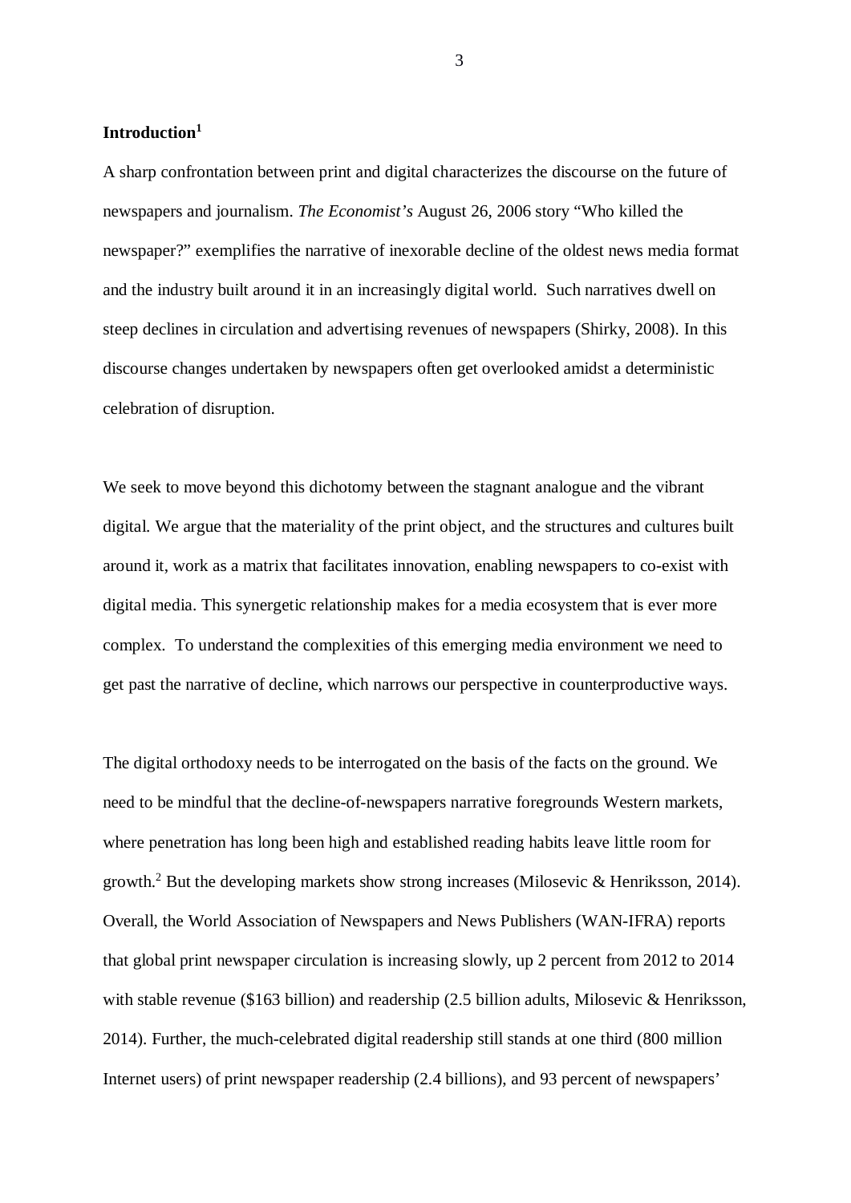## Introduction[1]

A sharp confrontation between print and digital characterizes the discourse on the future of newspapers and journalism. *The Economist's* August 26, 2006 story "Who killed the newspaper?" exemplifies the narrative of inexorable decline of the oldest news media format and the industry built around it in an increasingly digital world. Such narratives dwell on steep declines in circulation and advertising revenues of newspapers (Shirky, 2008). In this discourse changes undertaken by newspapers often get overlooked amidst a deterministic celebration of disruption.

We seek to move beyond this dichotomy between the stagnant analogue and the vibrant digital. We argue that the materiality of the print object, and the structures and cultures built around it, work as a matrix that facilitates innovation, enabling newspapers to co-exist with digital media. This synergetic relationship makes for a media ecosystem that is ever more complex. To understand the complexities of this emerging media environment we need to get past the narrative of decline, which narrows our perspective in counterproductive ways.

The digital orthodoxy needs to be interrogated on the basis of the facts on the ground. We need to be mindful that the decline-of-newspapers narrative foregrounds Western markets, where penetration has long been high and established reading habits leave little room for growth.[2] But the developing markets show strong increases (Milosevic & Henriksson, 2014). Overall, the World Association of Newspapers and News Publishers (WAN-IFRA) reports that global print newspaper circulation is increasing slowly, up 2 percent from 2012 to 2014 with stable revenue ($163 billion) and readership (2.5 billion adults, Milosevic & Henriksson, 2014). Further, the much-celebrated digital readership still stands at one third (800 million Internet users) of print newspaper readership (2.4 billions), and 93 percent of newspapers'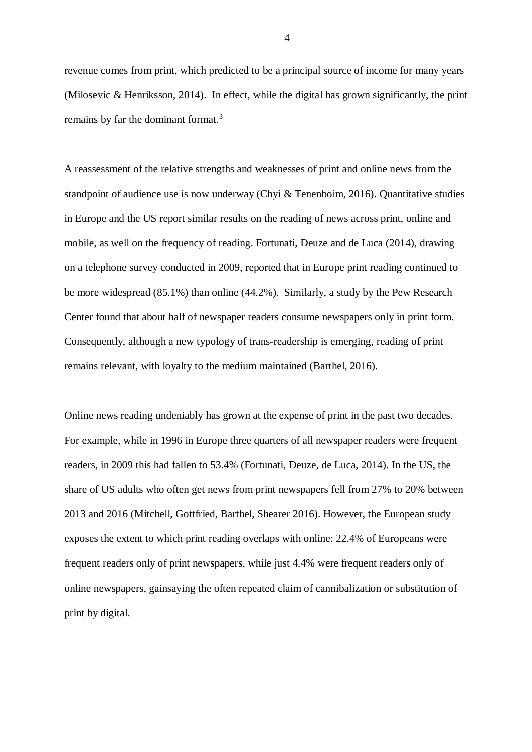revenue comes from print, which predicted to be a principal source of income for many years (Milosevic & Henriksson, 2014). In effect, while the digital has grown significantly, the print remains by far the dominant format.[3]

A reassessment of the relative strengths and weaknesses of print and online news from the standpoint of audience use is now underway (Chyi & Tenenboim, 2016). Quantitative studies in Europe and the US report similar results on the reading of news across print, online and mobile, as well on the frequency of reading. Fortunati, Deuze and de Luca (2014), drawing on a telephone survey conducted in 2009, reported that in Europe print reading continued to be more widespread (85.1%) than online (44.2%). Similarly, a study by the Pew Research Center found that about half of newspaper readers consume newspapers only in print form. Consequently, although a new typology of trans-readership is emerging, reading of print remains relevant, with loyalty to the medium maintained (Barthel, 2016).

Online news reading undeniably has grown at the expense of print in the past two decades. For example, while in 1996 in Europe three quarters of all newspaper readers were frequent readers, in 2009 this had fallen to 53.4% (Fortunati, Deuze, de Luca, 2014). In the US, the share of US adults who often get news from print newspapers fell from 27% to 20% between 2013 and 2016 (Mitchell, Gottfried, Barthel, Shearer 2016). However, the European study exposes the extent to which print reading overlaps with online: 22.4% of Europeans were frequent readers only of print newspapers, while just 4.4% were frequent readers only of online newspapers, gainsaying the often repeated claim of cannibalization or substitution of print by digital.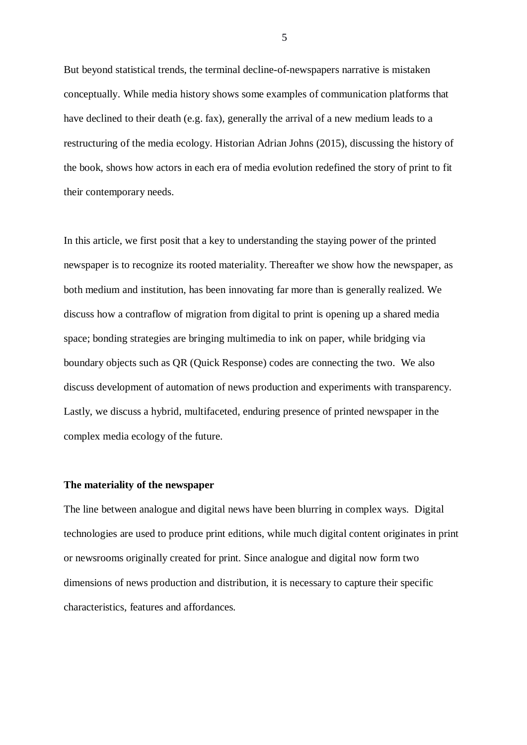But beyond statistical trends, the terminal decline-of-newspapers narrative is mistaken conceptually. While media history shows some examples of communication platforms that have declined to their death (e.g. fax), generally the arrival of a new medium leads to a restructuring of the media ecology. Historian Adrian Johns (2015), discussing the history of the book, shows how actors in each era of media evolution redefined the story of print to fit their contemporary needs.

In this article, we first posit that a key to understanding the staying power of the printed newspaper is to recognize its rooted materiality. Thereafter we show how the newspaper, as both medium and institution, has been innovating far more than is generally realized. We discuss how a contraflow of migration from digital to print is opening up a shared media space; bonding strategies are bringing multimedia to ink on paper, while bridging via boundary objects such as QR (Quick Response) codes are connecting the two. We also discuss development of automation of news production and experiments with transparency. Lastly, we discuss a hybrid, multifaceted, enduring presence of printed newspaper in the complex media ecology of the future.

**The materiality of the newspaper**

The line between analogue and digital news have been blurring in complex ways. Digital technologies are used to produce print editions, while much digital content originates in print or newsrooms originally created for print. Since analogue and digital now form two dimensions of news production and distribution, it is necessary to capture their specific characteristics, features and affordances.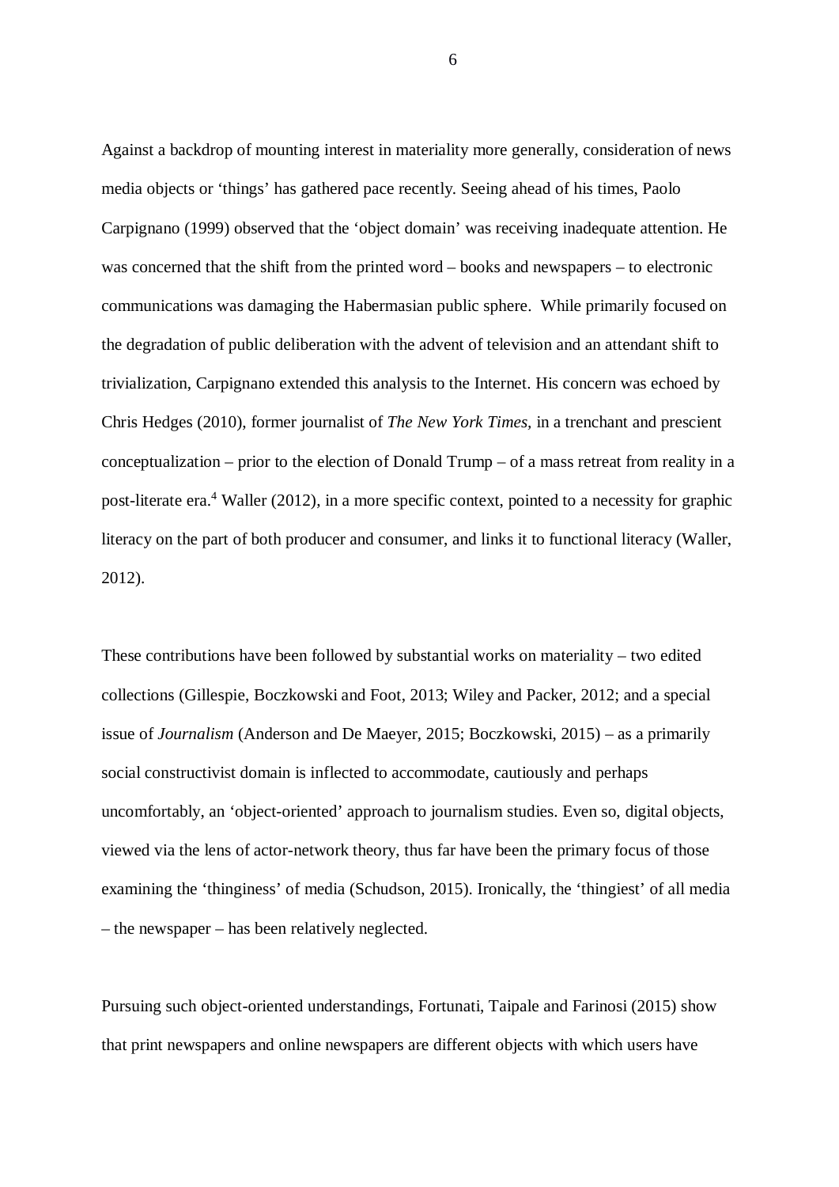Against a backdrop of mounting interest in materiality more generally, consideration of news media objects or 'things' has gathered pace recently. Seeing ahead of his times, Paolo Carpignano (1999) observed that the 'object domain' was receiving inadequate attention. He was concerned that the shift from the printed word – books and newspapers – to electronic communications was damaging the Habermasian public sphere. While primarily focused on the degradation of public deliberation with the advent of television and an attendant shift to trivialization, Carpignano extended this analysis to the Internet. His concern was echoed by Chris Hedges (2010), former journalist of *The New York Times*, in a trenchant and prescient conceptualization – prior to the election of Donald Trump – of a mass retreat from reality in a post-literate era.[4] Waller (2012), in a more specific context, pointed to a necessity for graphic literacy on the part of both producer and consumer, and links it to functional literacy (Waller, 2012).

These contributions have been followed by substantial works on materiality – two edited collections (Gillespie, Boczkowski and Foot, 2013; Wiley and Packer, 2012; and a special issue of *Journalism* (Anderson and De Maeyer, 2015; Boczkowski, 2015) – as a primarily social constructivist domain is inflected to accommodate, cautiously and perhaps uncomfortably, an 'object-oriented' approach to journalism studies. Even so, digital objects, viewed via the lens of actor-network theory, thus far have been the primary focus of those examining the 'thinginess' of media (Schudson, 2015). Ironically, the 'thingiest' of all media – the newspaper – has been relatively neglected.

Pursuing such object-oriented understandings, Fortunati, Taipale and Farinosi (2015) show that print newspapers and online newspapers are different objects with which users have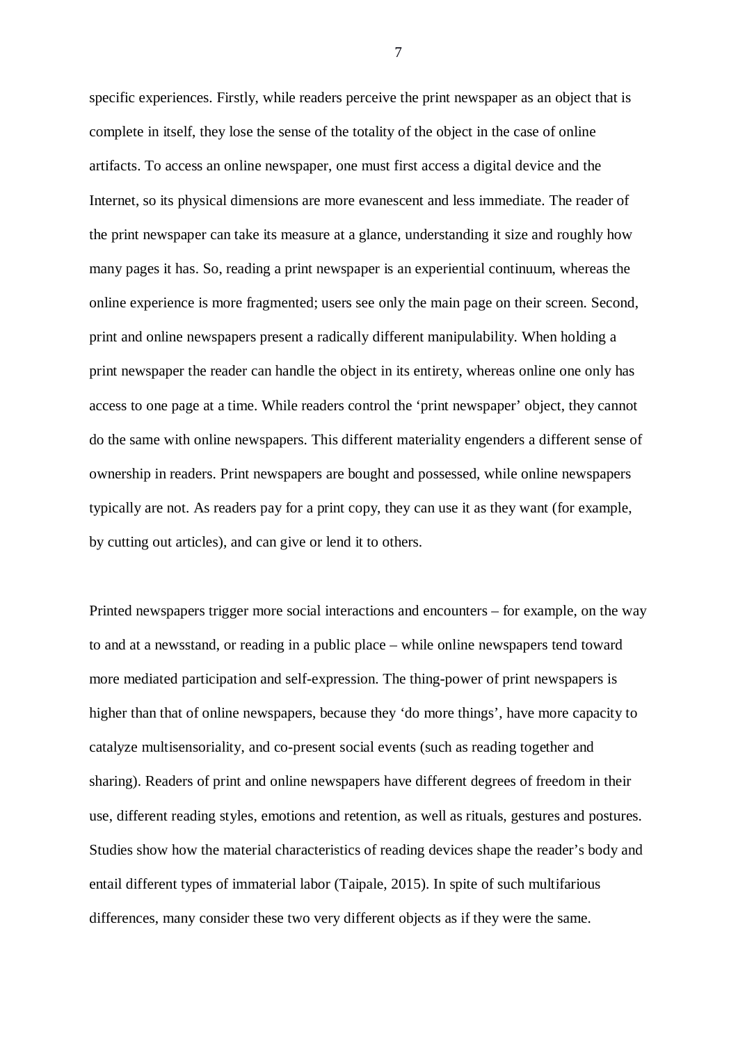specific experiences. Firstly, while readers perceive the print newspaper as an object that is complete in itself, they lose the sense of the totality of the object in the case of online artifacts. To access an online newspaper, one must first access a digital device and the Internet, so its physical dimensions are more evanescent and less immediate. The reader of the print newspaper can take its measure at a glance, understanding it size and roughly how many pages it has. So, reading a print newspaper is an experiential continuum, whereas the online experience is more fragmented; users see only the main page on their screen. Second, print and online newspapers present a radically different manipulability. When holding a print newspaper the reader can handle the object in its entirety, whereas online one only has access to one page at a time. While readers control the 'print newspaper' object, they cannot do the same with online newspapers. This different materiality engenders a different sense of ownership in readers. Print newspapers are bought and possessed, while online newspapers typically are not. As readers pay for a print copy, they can use it as they want (for example, by cutting out articles), and can give or lend it to others.

Printed newspapers trigger more social interactions and encounters – for example, on the way to and at a newsstand, or reading in a public place – while online newspapers tend toward more mediated participation and self-expression. The thing-power of print newspapers is higher than that of online newspapers, because they 'do more things', have more capacity to catalyze multisensoriality, and co-present social events (such as reading together and sharing). Readers of print and online newspapers have different degrees of freedom in their use, different reading styles, emotions and retention, as well as rituals, gestures and postures. Studies show how the material characteristics of reading devices shape the reader's body and entail different types of immaterial labor (Taipale, 2015). In spite of such multifarious differences, many consider these two very different objects as if they were the same.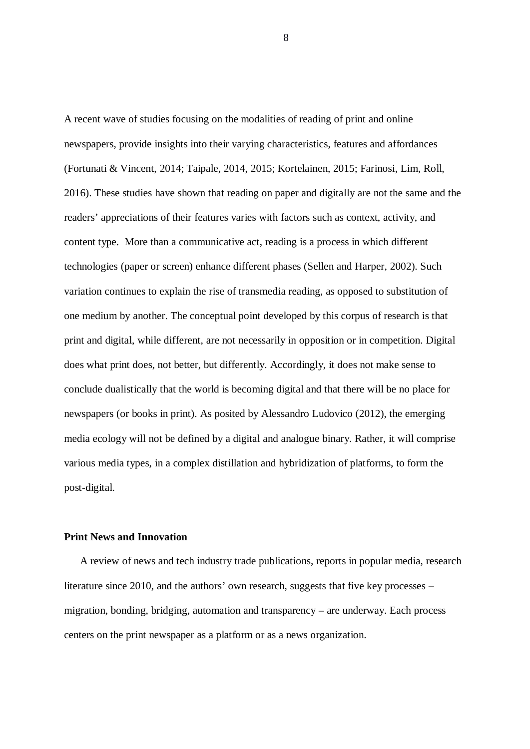A recent wave of studies focusing on the modalities of reading of print and online newspapers, provide insights into their varying characteristics, features and affordances (Fortunati & Vincent, 2014; Taipale, 2014, 2015; Kortelainen, 2015; Farinosi, Lim, Roll, 2016). These studies have shown that reading on paper and digitally are not the same and the readers' appreciations of their features varies with factors such as context, activity, and content type. More than a communicative act, reading is a process in which different technologies (paper or screen) enhance different phases (Sellen and Harper, 2002). Such variation continues to explain the rise of transmedia reading, as opposed to substitution of one medium by another. The conceptual point developed by this corpus of research is that print and digital, while different, are not necessarily in opposition or in competition. Digital does what print does, not better, but differently. Accordingly, it does not make sense to conclude dualistically that the world is becoming digital and that there will be no place for newspapers (or books in print). As posited by Alessandro Ludovico (2012), the emerging media ecology will not be defined by a digital and analogue binary. Rather, it will comprise various media types, in a complex distillation and hybridization of platforms, to form the post-digital.

### Print News and Innovation

A review of news and tech industry trade publications, reports in popular media, research literature since 2010, and the authors' own research, suggests that five key processes – migration, bonding, bridging, automation and transparency – are underway. Each process centers on the print newspaper as a platform or as a news organization.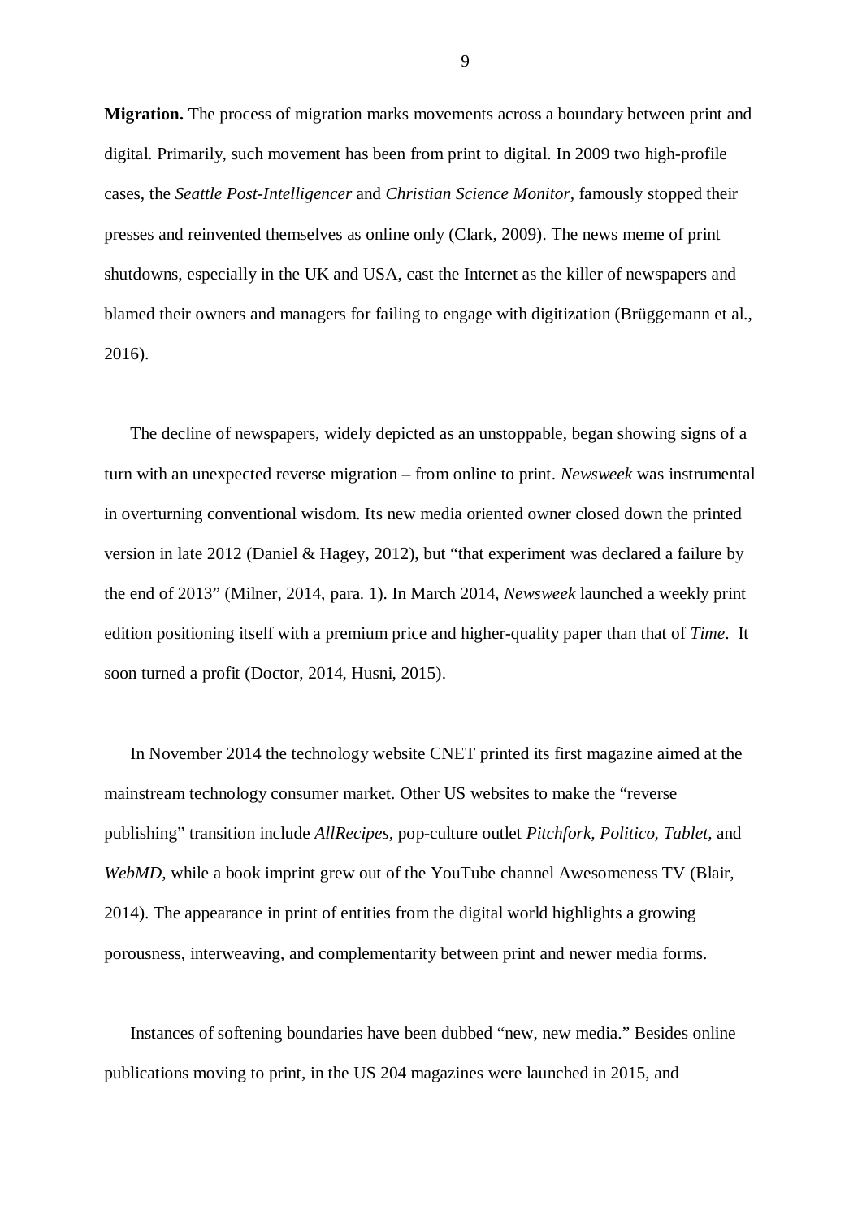**Migration.** The process of migration marks movements across a boundary between print and digital. Primarily, such movement has been from print to digital. In 2009 two high-profile cases, the *Seattle Post-Intelligencer* and *Christian Science Monitor*, famously stopped their presses and reinvented themselves as online only (Clark, 2009). The news meme of print shutdowns, especially in the UK and USA, cast the Internet as the killer of newspapers and blamed their owners and managers for failing to engage with digitization (Brüggemann et al., 2016).

The decline of newspapers, widely depicted as an unstoppable, began showing signs of a turn with an unexpected reverse migration – from online to print. *Newsweek* was instrumental in overturning conventional wisdom. Its new media oriented owner closed down the printed version in late 2012 (Daniel & Hagey, 2012), but "that experiment was declared a failure by the end of 2013" (Milner, 2014, para. 1). In March 2014, *Newsweek* launched a weekly print edition positioning itself with a premium price and higher-quality paper than that of *Time*. It soon turned a profit (Doctor, 2014, Husni, 2015).

In November 2014 the technology website CNET printed its first magazine aimed at the mainstream technology consumer market. Other US websites to make the "reverse publishing" transition include *AllRecipes*, pop-culture outlet *Pitchfork*, *Politico*, *Tablet*, and *WebMD*, while a book imprint grew out of the YouTube channel Awesomeness TV (Blair, 2014). The appearance in print of entities from the digital world highlights a growing porousness, interweaving, and complementarity between print and newer media forms.

Instances of softening boundaries have been dubbed "new, new media." Besides online publications moving to print, in the US 204 magazines were launched in 2015, and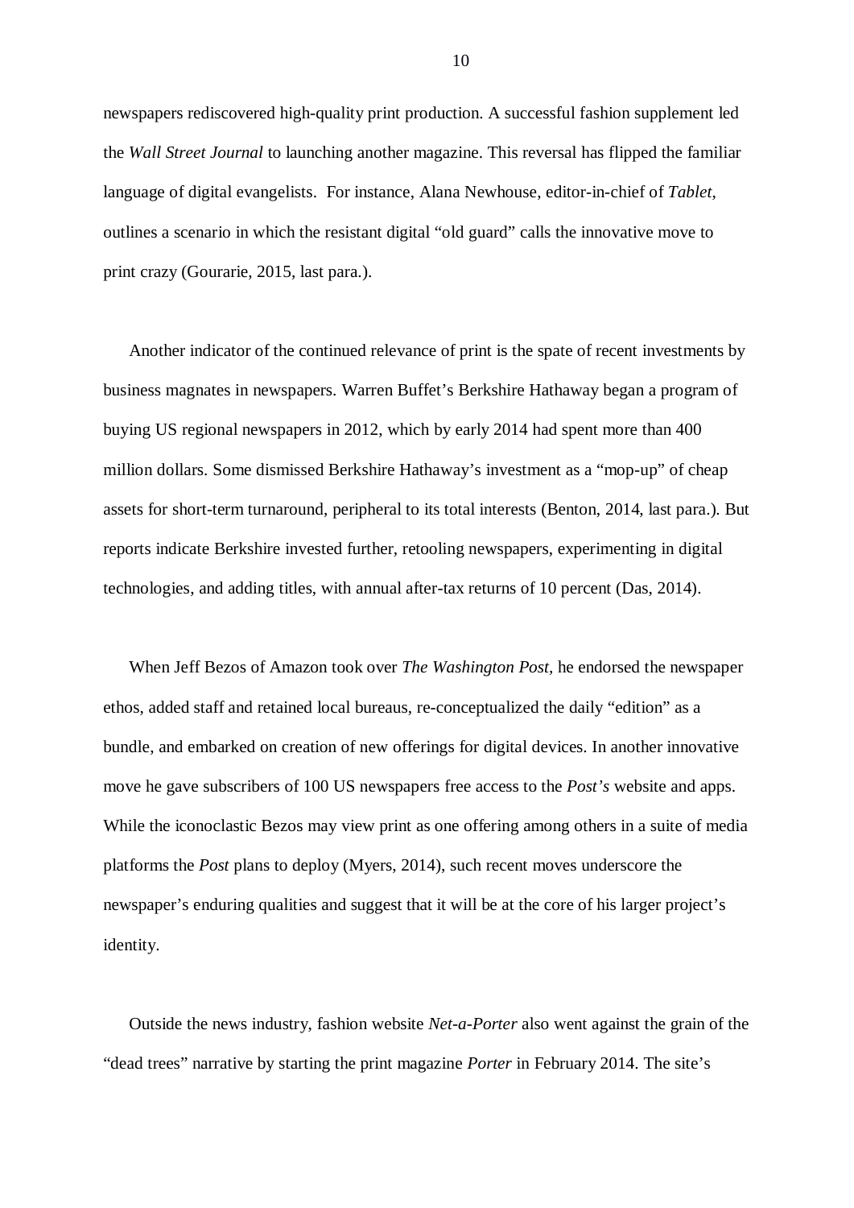newspapers rediscovered high-quality print production. A successful fashion supplement led the *Wall Street Journal* to launching another magazine. This reversal has flipped the familiar language of digital evangelists. For instance, Alana Newhouse, editor-in-chief of *Tablet*, outlines a scenario in which the resistant digital "old guard" calls the innovative move to print crazy (Gourarie, 2015, last para.).

Another indicator of the continued relevance of print is the spate of recent investments by business magnates in newspapers. Warren Buffet's Berkshire Hathaway began a program of buying US regional newspapers in 2012, which by early 2014 had spent more than 400 million dollars. Some dismissed Berkshire Hathaway's investment as a "mop-up" of cheap assets for short-term turnaround, peripheral to its total interests (Benton, 2014, last para.). But reports indicate Berkshire invested further, retooling newspapers, experimenting in digital technologies, and adding titles, with annual after-tax returns of 10 percent (Das, 2014).

When Jeff Bezos of Amazon took over *The Washington Post*, he endorsed the newspaper ethos, added staff and retained local bureaus, re-conceptualized the daily "edition" as a bundle, and embarked on creation of new offerings for digital devices. In another innovative move he gave subscribers of 100 US newspapers free access to the *Post's* website and apps. While the iconoclastic Bezos may view print as one offering among others in a suite of media platforms the *Post* plans to deploy (Myers, 2014), such recent moves underscore the newspaper's enduring qualities and suggest that it will be at the core of his larger project's identity.

Outside the news industry, fashion website *Net-a-Porter* also went against the grain of the "dead trees" narrative by starting the print magazine *Porter* in February 2014. The site's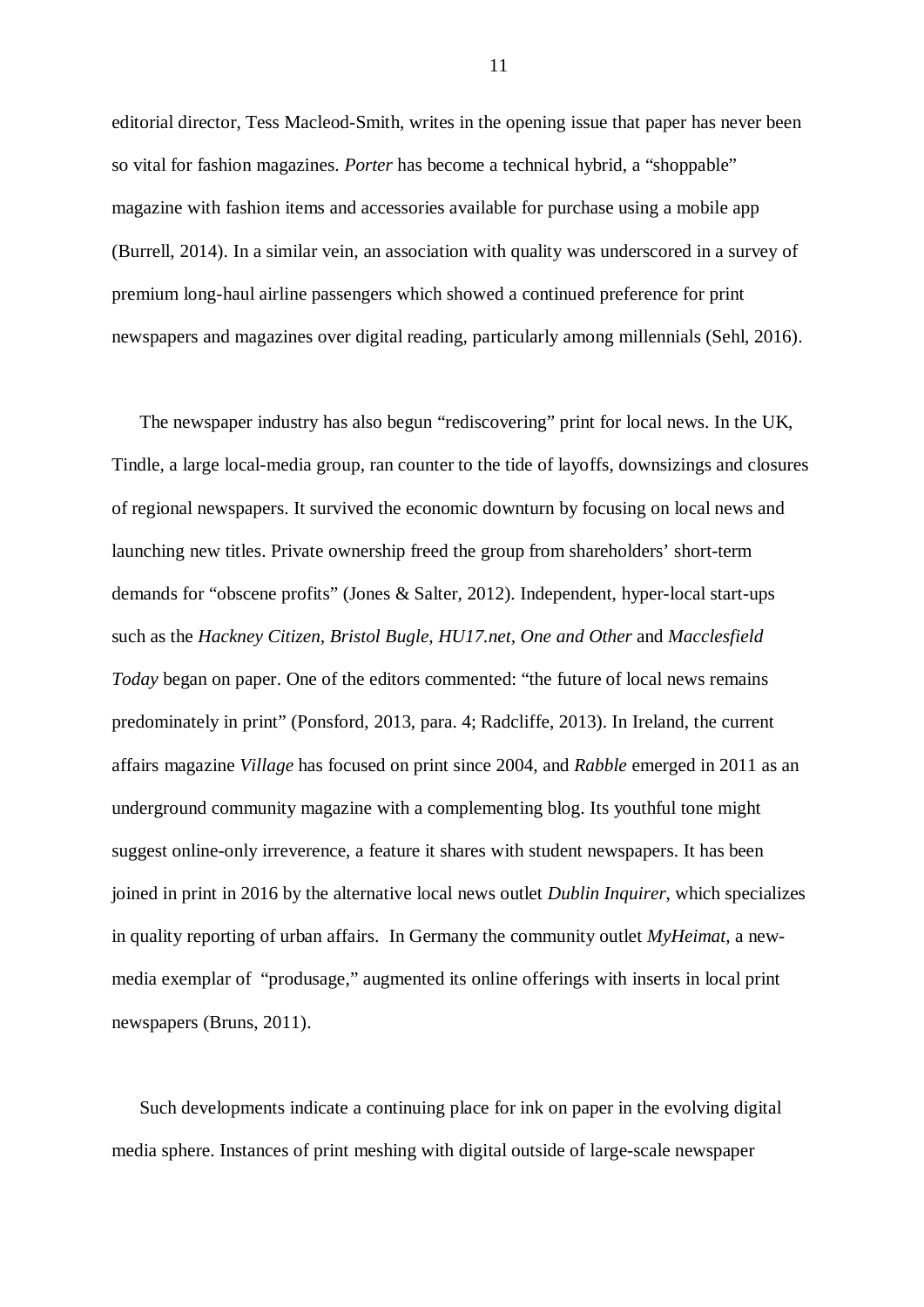editorial director, Tess Macleod-Smith, writes in the opening issue that paper has never been so vital for fashion magazines. *Porter* has become a technical hybrid, a "shoppable" magazine with fashion items and accessories available for purchase using a mobile app (Burrell, 2014). In a similar vein, an association with quality was underscored in a survey of premium long-haul airline passengers which showed a continued preference for print newspapers and magazines over digital reading, particularly among millennials (Sehl, 2016).

The newspaper industry has also begun "rediscovering" print for local news. In the UK, Tindle, a large local-media group, ran counter to the tide of layoffs, downsizings and closures of regional newspapers. It survived the economic downturn by focusing on local news and launching new titles. Private ownership freed the group from shareholders' short-term demands for "obscene profits" (Jones & Salter, 2012). Independent, hyper-local start-ups such as the *Hackney Citizen, Bristol Bugle, HU17.net, One and Other* and *Macclesfield Today* began on paper. One of the editors commented: "the future of local news remains predominately in print" (Ponsford, 2013, para. 4; Radcliffe, 2013). In Ireland, the current affairs magazine *Village* has focused on print since 2004, and *Rabble* emerged in 2011 as an underground community magazine with a complementing blog. Its youthful tone might suggest online-only irreverence, a feature it shares with student newspapers. It has been joined in print in 2016 by the alternative local news outlet *Dublin Inquirer*, which specializes in quality reporting of urban affairs.  In Germany the community outlet *MyHeimat*, a new-media exemplar of  "produsage," augmented its online offerings with inserts in local print newspapers (Bruns, 2011).

Such developments indicate a continuing place for ink on paper in the evolving digital media sphere. Instances of print meshing with digital outside of large-scale newspaper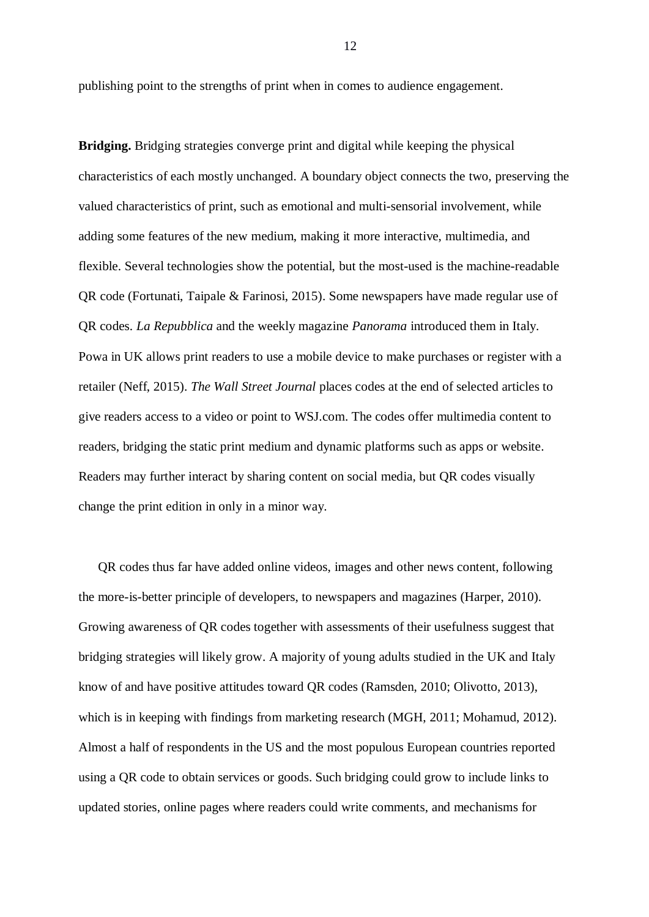publishing point to the strengths of print when in comes to audience engagement.

**Bridging.** Bridging strategies converge print and digital while keeping the physical characteristics of each mostly unchanged. A boundary object connects the two, preserving the valued characteristics of print, such as emotional and multi-sensorial involvement, while adding some features of the new medium, making it more interactive, multimedia, and flexible. Several technologies show the potential, but the most-used is the machine-readable QR code (Fortunati, Taipale & Farinosi, 2015). Some newspapers have made regular use of QR codes. *La Repubblica* and the weekly magazine *Panorama* introduced them in Italy. Powa in UK allows print readers to use a mobile device to make purchases or register with a retailer (Neff, 2015). *The Wall Street Journal* places codes at the end of selected articles to give readers access to a video or point to WSJ.com. The codes offer multimedia content to readers, bridging the static print medium and dynamic platforms such as apps or website. Readers may further interact by sharing content on social media, but QR codes visually change the print edition in only in a minor way.

QR codes thus far have added online videos, images and other news content, following the more-is-better principle of developers, to newspapers and magazines (Harper, 2010). Growing awareness of QR codes together with assessments of their usefulness suggest that bridging strategies will likely grow. A majority of young adults studied in the UK and Italy know of and have positive attitudes toward QR codes (Ramsden, 2010; Olivotto, 2013), which is in keeping with findings from marketing research (MGH, 2011; Mohamud, 2012). Almost a half of respondents in the US and the most populous European countries reported using a QR code to obtain services or goods. Such bridging could grow to include links to updated stories, online pages where readers could write comments, and mechanisms for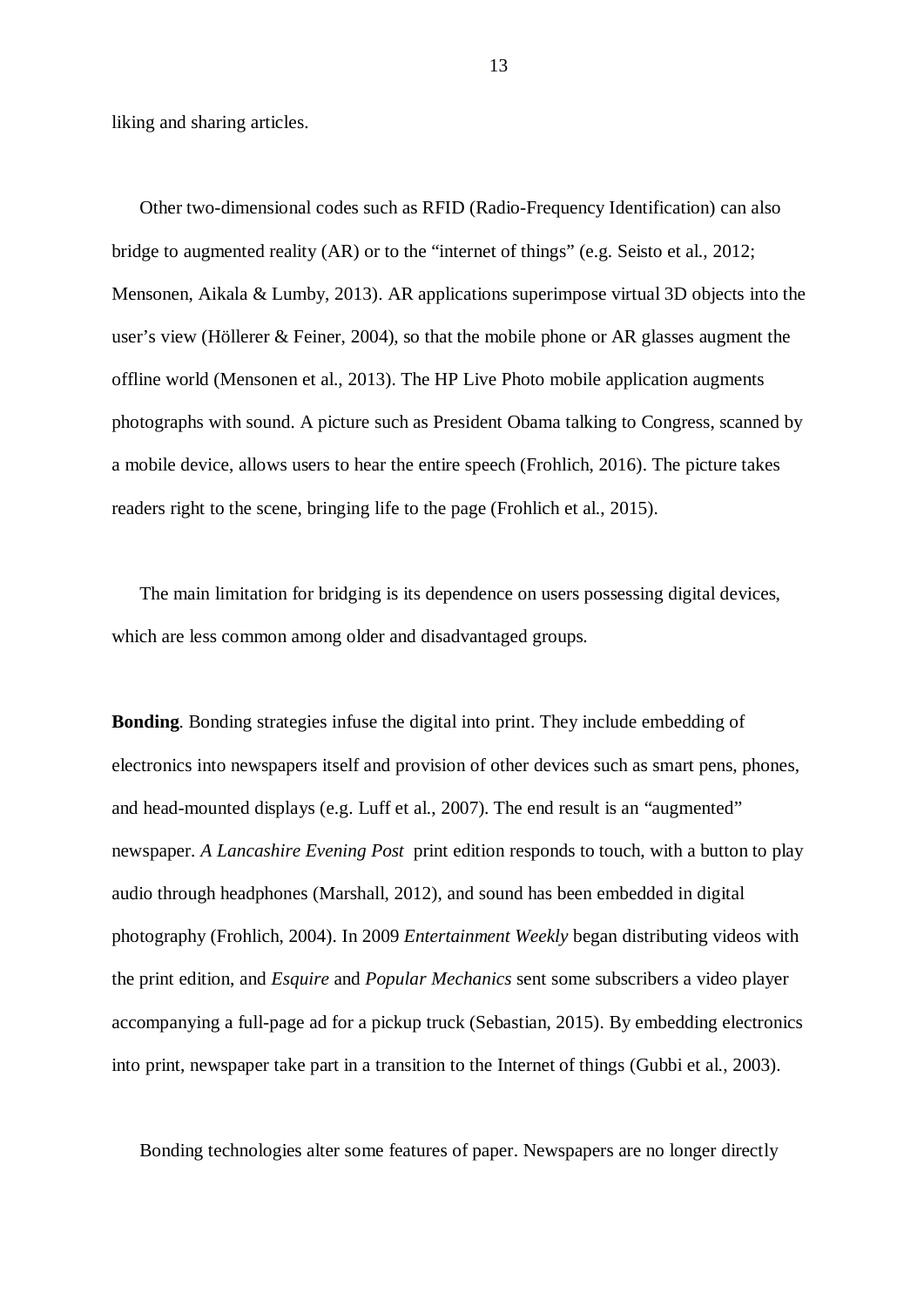liking and sharing articles.

Other two-dimensional codes such as RFID (Radio-Frequency Identification) can also bridge to augmented reality (AR) or to the "internet of things" (e.g. Seisto et al., 2012; Mensonen, Aikala & Lumby, 2013). AR applications superimpose virtual 3D objects into the user's view (Höllerer & Feiner, 2004), so that the mobile phone or AR glasses augment the offline world (Mensonen et al., 2013). The HP Live Photo mobile application augments photographs with sound. A picture such as President Obama talking to Congress, scanned by a mobile device, allows users to hear the entire speech (Frohlich, 2016). The picture takes readers right to the scene, bringing life to the page (Frohlich et al., 2015).

The main limitation for bridging is its dependence on users possessing digital devices, which are less common among older and disadvantaged groups.

**Bonding**. Bonding strategies infuse the digital into print. They include embedding of electronics into newspapers itself and provision of other devices such as smart pens, phones, and head-mounted displays (e.g. Luff et al., 2007). The end result is an "augmented" newspaper. *A Lancashire Evening Post* print edition responds to touch, with a button to play audio through headphones (Marshall, 2012), and sound has been embedded in digital photography (Frohlich, 2004). In 2009 *Entertainment Weekly* began distributing videos with the print edition, and *Esquire* and *Popular Mechanics* sent some subscribers a video player accompanying a full-page ad for a pickup truck (Sebastian, 2015). By embedding electronics into print, newspaper take part in a transition to the Internet of things (Gubbi et al., 2003).

Bonding technologies alter some features of paper. Newspapers are no longer directly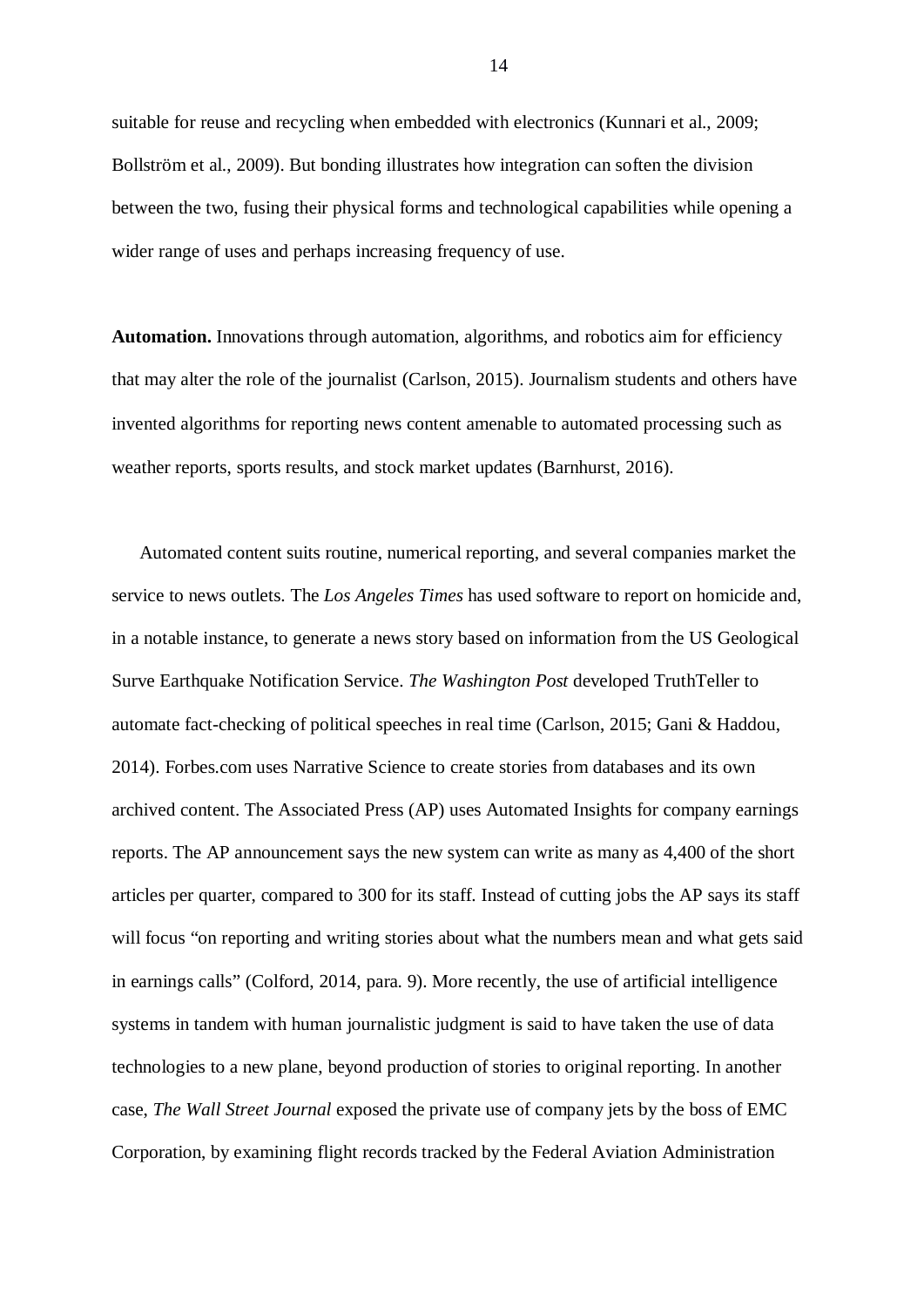suitable for reuse and recycling when embedded with electronics (Kunnari et al., 2009; Bollström et al., 2009). But bonding illustrates how integration can soften the division between the two, fusing their physical forms and technological capabilities while opening a wider range of uses and perhaps increasing frequency of use.

**Automation.** Innovations through automation, algorithms, and robotics aim for efficiency that may alter the role of the journalist (Carlson, 2015). Journalism students and others have invented algorithms for reporting news content amenable to automated processing such as weather reports, sports results, and stock market updates (Barnhurst, 2016).

Automated content suits routine, numerical reporting, and several companies market the service to news outlets. The *Los Angeles Times* has used software to report on homicide and, in a notable instance, to generate a news story based on information from the US Geological Surve Earthquake Notification Service. *The Washington Post* developed TruthTeller to automate fact-checking of political speeches in real time (Carlson, 2015; Gani & Haddou, 2014). Forbes.com uses Narrative Science to create stories from databases and its own archived content. The Associated Press (AP) uses Automated Insights for company earnings reports. The AP announcement says the new system can write as many as 4,400 of the short articles per quarter, compared to 300 for its staff. Instead of cutting jobs the AP says its staff will focus "on reporting and writing stories about what the numbers mean and what gets said in earnings calls" (Colford, 2014, para. 9). More recently, the use of artificial intelligence systems in tandem with human journalistic judgment is said to have taken the use of data technologies to a new plane, beyond production of stories to original reporting. In another case, *The Wall Street Journal* exposed the private use of company jets by the boss of EMC Corporation, by examining flight records tracked by the Federal Aviation Administration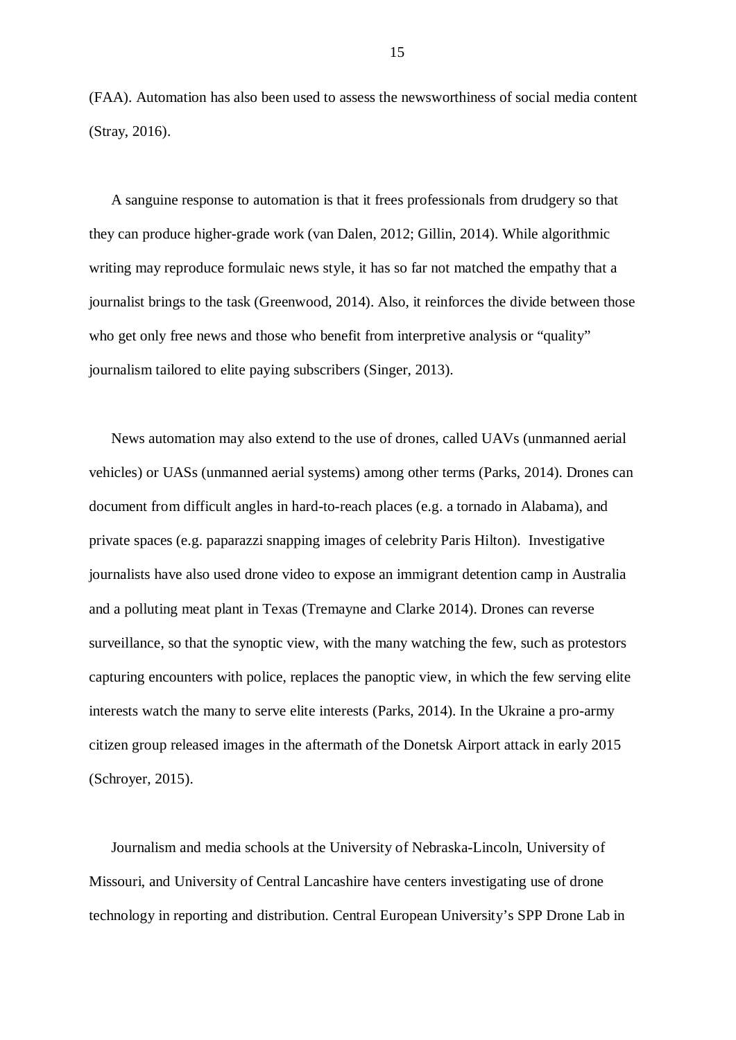(FAA). Automation has also been used to assess the newsworthiness of social media content (Stray, 2016).

A sanguine response to automation is that it frees professionals from drudgery so that they can produce higher-grade work (van Dalen, 2012; Gillin, 2014). While algorithmic writing may reproduce formulaic news style, it has so far not matched the empathy that a journalist brings to the task (Greenwood, 2014). Also, it reinforces the divide between those who get only free news and those who benefit from interpretive analysis or "quality" journalism tailored to elite paying subscribers (Singer, 2013).

News automation may also extend to the use of drones, called UAVs (unmanned aerial vehicles) or UASs (unmanned aerial systems) among other terms (Parks, 2014). Drones can document from difficult angles in hard-to-reach places (e.g. a tornado in Alabama), and private spaces (e.g. paparazzi snapping images of celebrity Paris Hilton). Investigative journalists have also used drone video to expose an immigrant detention camp in Australia and a polluting meat plant in Texas (Tremayne and Clarke 2014). Drones can reverse surveillance, so that the synoptic view, with the many watching the few, such as protestors capturing encounters with police, replaces the panoptic view, in which the few serving elite interests watch the many to serve elite interests (Parks, 2014). In the Ukraine a pro-army citizen group released images in the aftermath of the Donetsk Airport attack in early 2015 (Schroyer, 2015).

Journalism and media schools at the University of Nebraska-Lincoln, University of Missouri, and University of Central Lancashire have centers investigating use of drone technology in reporting and distribution. Central European University's SPP Drone Lab in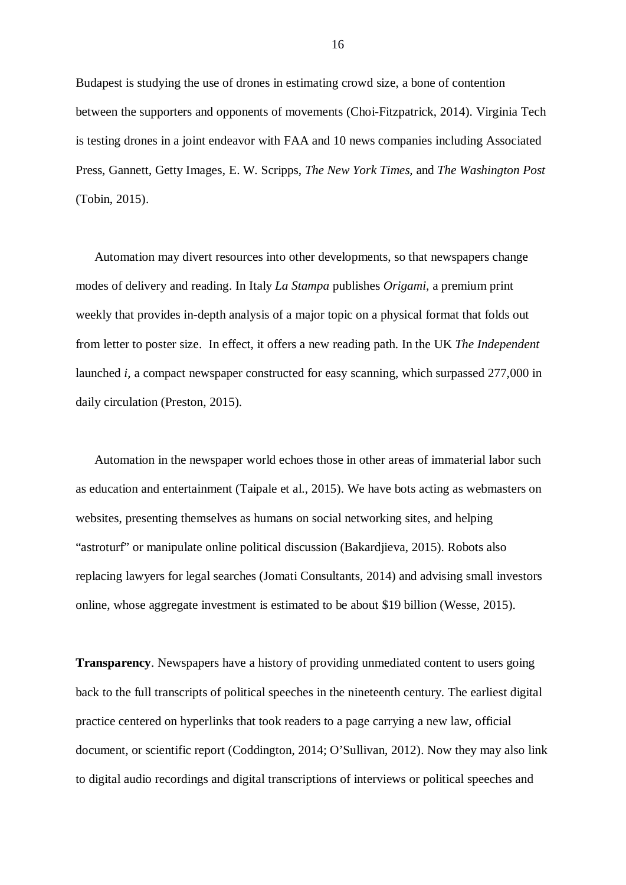Budapest is studying the use of drones in estimating crowd size, a bone of contention between the supporters and opponents of movements (Choi-Fitzpatrick, 2014). Virginia Tech is testing drones in a joint endeavor with FAA and 10 news companies including Associated Press, Gannett, Getty Images, E. W. Scripps, *The New York Times*, and *The Washington Post* (Tobin, 2015).

Automation may divert resources into other developments, so that newspapers change modes of delivery and reading. In Italy *La Stampa* publishes *Origami*, a premium print weekly that provides in-depth analysis of a major topic on a physical format that folds out from letter to poster size. In effect, it offers a new reading path. In the UK *The Independent* launched *i*, a compact newspaper constructed for easy scanning, which surpassed 277,000 in daily circulation (Preston, 2015).

Automation in the newspaper world echoes those in other areas of immaterial labor such as education and entertainment (Taipale et al., 2015). We have bots acting as webmasters on websites, presenting themselves as humans on social networking sites, and helping "astroturf" or manipulate online political discussion (Bakardjieva, 2015). Robots also replacing lawyers for legal searches (Jomati Consultants, 2014) and advising small investors online, whose aggregate investment is estimated to be about $19 billion (Wesse, 2015).

**Transparency**. Newspapers have a history of providing unmediated content to users going back to the full transcripts of political speeches in the nineteenth century. The earliest digital practice centered on hyperlinks that took readers to a page carrying a new law, official document, or scientific report (Coddington, 2014; O'Sullivan, 2012). Now they may also link to digital audio recordings and digital transcriptions of interviews or political speeches and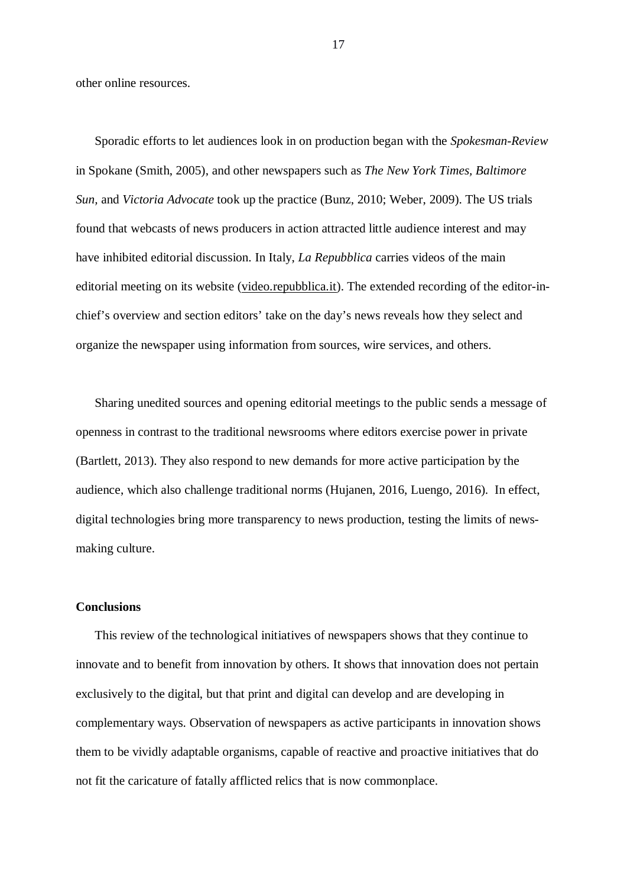other online resources.

Sporadic efforts to let audiences look in on production began with the *Spokesman-Review* in Spokane (Smith, 2005), and other newspapers such as *The New York Times, Baltimore Sun,* and *Victoria Advocate* took up the practice (Bunz, 2010; Weber, 2009). The US trials found that webcasts of news producers in action attracted little audience interest and may have inhibited editorial discussion. In Italy, *La Repubblica* carries videos of the main editorial meeting on its website (video.repubblica.it). The extended recording of the editor-in-chief's overview and section editors' take on the day's news reveals how they select and organize the newspaper using information from sources, wire services, and others.

Sharing unedited sources and opening editorial meetings to the public sends a message of openness in contrast to the traditional newsrooms where editors exercise power in private (Bartlett, 2013). They also respond to new demands for more active participation by the audience, which also challenge traditional norms (Hujanen, 2016, Luengo, 2016). In effect, digital technologies bring more transparency to news production, testing the limits of news-making culture.

**Conclusions**

This review of the technological initiatives of newspapers shows that they continue to innovate and to benefit from innovation by others. It shows that innovation does not pertain exclusively to the digital, but that print and digital can develop and are developing in complementary ways. Observation of newspapers as active participants in innovation shows them to be vividly adaptable organisms, capable of reactive and proactive initiatives that do not fit the caricature of fatally afflicted relics that is now commonplace.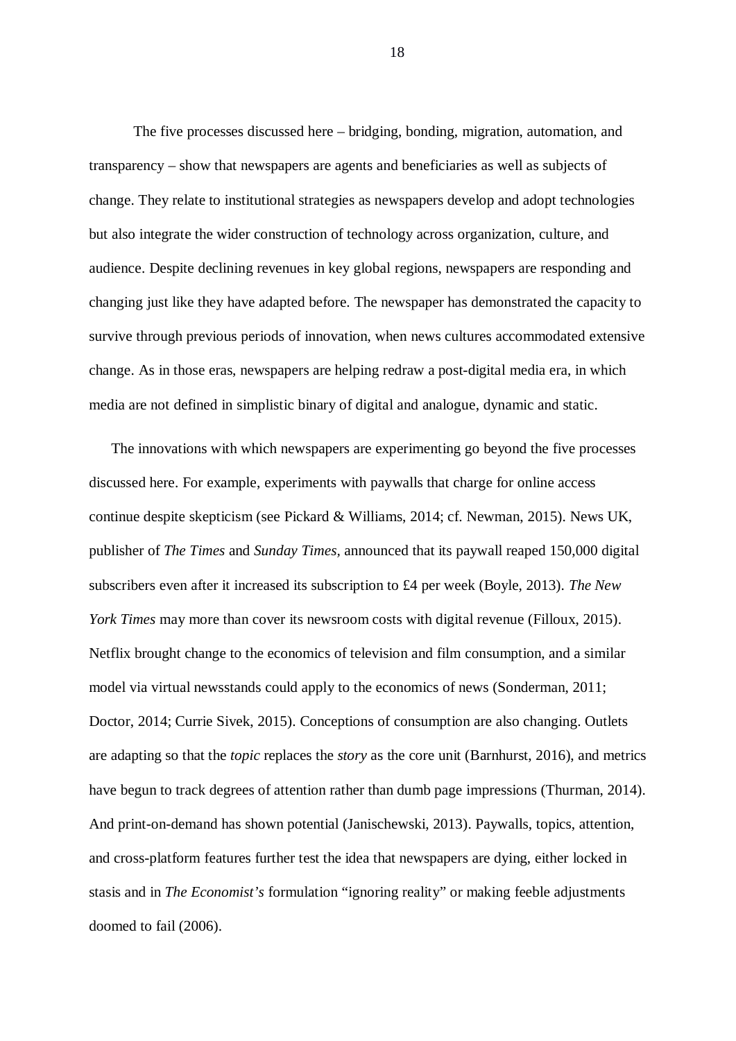The five processes discussed here – bridging, bonding, migration, automation, and transparency – show that newspapers are agents and beneficiaries as well as subjects of change. They relate to institutional strategies as newspapers develop and adopt technologies but also integrate the wider construction of technology across organization, culture, and audience. Despite declining revenues in key global regions, newspapers are responding and changing just like they have adapted before. The newspaper has demonstrated the capacity to survive through previous periods of innovation, when news cultures accommodated extensive change. As in those eras, newspapers are helping redraw a post-digital media era, in which media are not defined in simplistic binary of digital and analogue, dynamic and static.

The innovations with which newspapers are experimenting go beyond the five processes discussed here. For example, experiments with paywalls that charge for online access continue despite skepticism (see Pickard & Williams, 2014; cf. Newman, 2015). News UK, publisher of *The Times* and *Sunday Times*, announced that its paywall reaped 150,000 digital subscribers even after it increased its subscription to £4 per week (Boyle, 2013). *The New York Times* may more than cover its newsroom costs with digital revenue (Filloux, 2015). Netflix brought change to the economics of television and film consumption, and a similar model via virtual newsstands could apply to the economics of news (Sonderman, 2011; Doctor, 2014; Currie Sivek, 2015). Conceptions of consumption are also changing. Outlets are adapting so that the *topic* replaces the *story* as the core unit (Barnhurst, 2016), and metrics have begun to track degrees of attention rather than dumb page impressions (Thurman, 2014). And print-on-demand has shown potential (Janischewski, 2013). Paywalls, topics, attention, and cross-platform features further test the idea that newspapers are dying, either locked in stasis and in *The Economist's* formulation "ignoring reality" or making feeble adjustments doomed to fail (2006).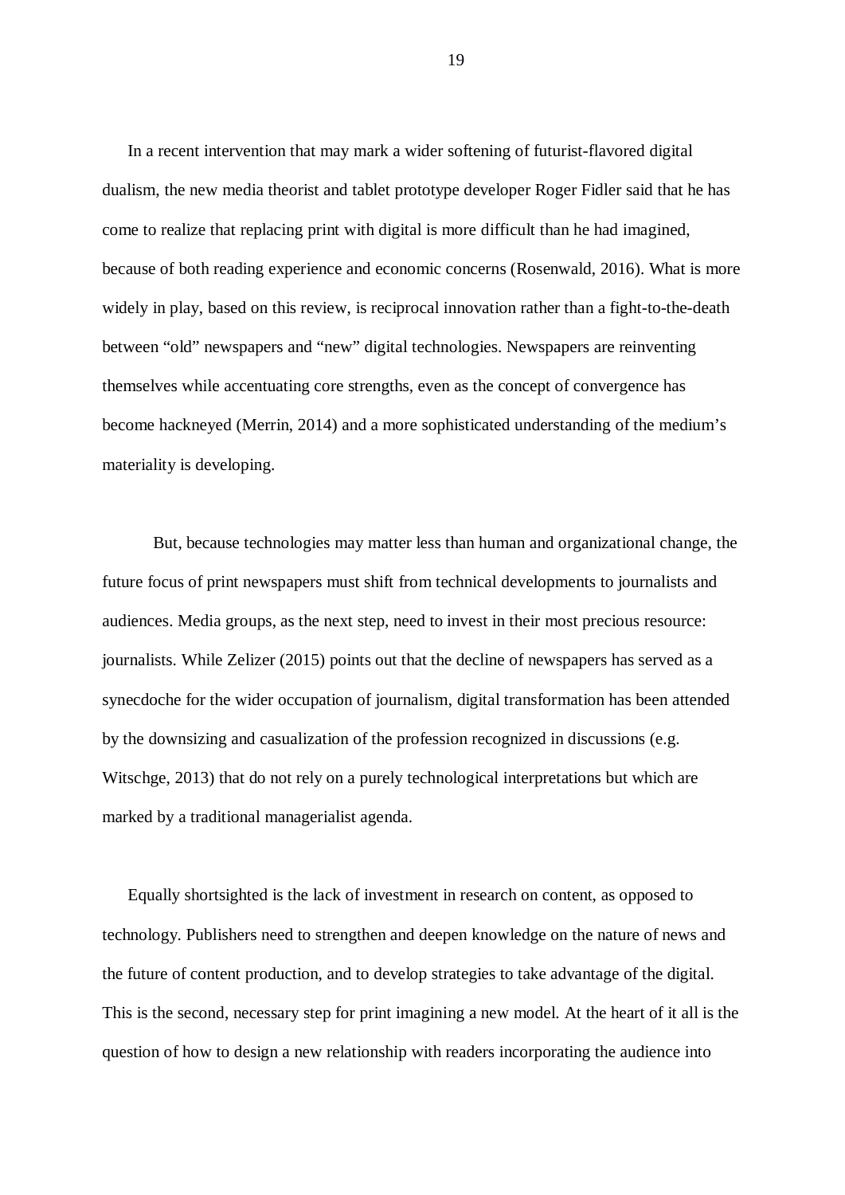In a recent intervention that may mark a wider softening of futurist-flavored digital dualism, the new media theorist and tablet prototype developer Roger Fidler said that he has come to realize that replacing print with digital is more difficult than he had imagined, because of both reading experience and economic concerns (Rosenwald, 2016). What is more widely in play, based on this review, is reciprocal innovation rather than a fight-to-the-death between “old” newspapers and “new” digital technologies. Newspapers are reinventing themselves while accentuating core strengths, even as the concept of convergence has become hackneyed (Merrin, 2014) and a more sophisticated understanding of the medium’s materiality is developing.

But, because technologies may matter less than human and organizational change, the future focus of print newspapers must shift from technical developments to journalists and audiences. Media groups, as the next step, need to invest in their most precious resource: journalists. While Zelizer (2015) points out that the decline of newspapers has served as a synecdoche for the wider occupation of journalism, digital transformation has been attended by the downsizing and casualization of the profession recognized in discussions (e.g. Witschge, 2013) that do not rely on a purely technological interpretations but which are marked by a traditional managerialist agenda.

Equally shortsighted is the lack of investment in research on content, as opposed to technology. Publishers need to strengthen and deepen knowledge on the nature of news and the future of content production, and to develop strategies to take advantage of the digital. This is the second, necessary step for print imagining a new model. At the heart of it all is the question of how to design a new relationship with readers incorporating the audience into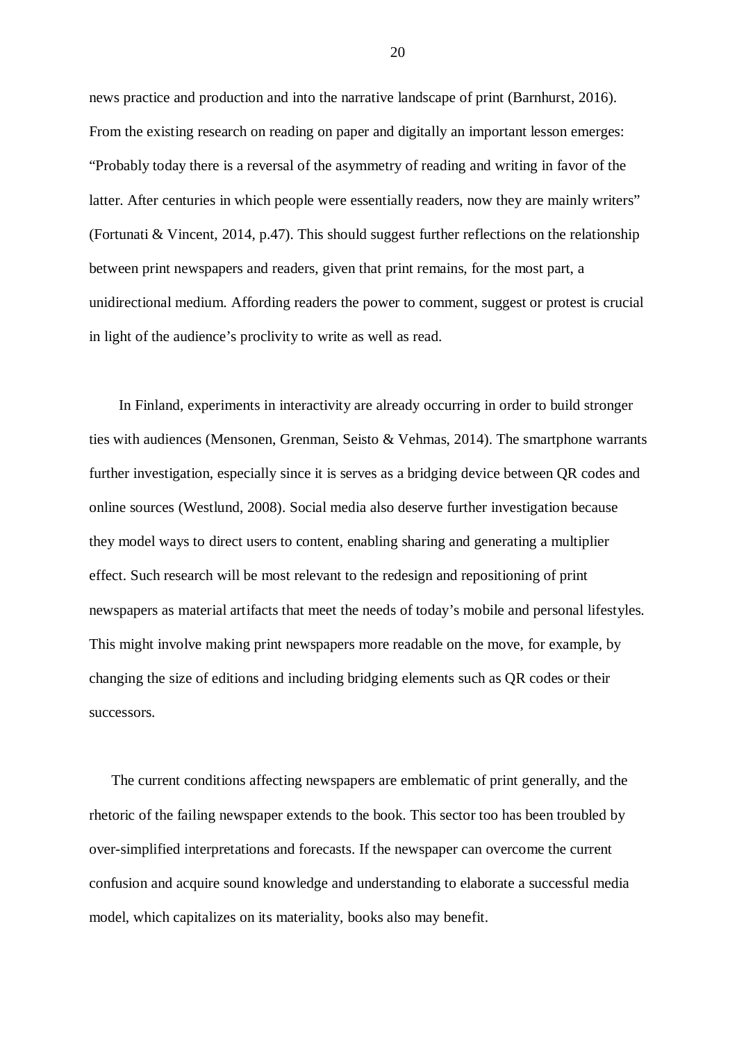news practice and production and into the narrative landscape of print (Barnhurst, 2016). From the existing research on reading on paper and digitally an important lesson emerges: "Probably today there is a reversal of the asymmetry of reading and writing in favor of the latter. After centuries in which people were essentially readers, now they are mainly writers" (Fortunati & Vincent, 2014, p.47). This should suggest further reflections on the relationship between print newspapers and readers, given that print remains, for the most part, a unidirectional medium. Affording readers the power to comment, suggest or protest is crucial in light of the audience's proclivity to write as well as read.

In Finland, experiments in interactivity are already occurring in order to build stronger ties with audiences (Mensonen, Grenman, Seisto & Vehmas, 2014). The smartphone warrants further investigation, especially since it is serves as a bridging device between QR codes and online sources (Westlund, 2008). Social media also deserve further investigation because they model ways to direct users to content, enabling sharing and generating a multiplier effect. Such research will be most relevant to the redesign and repositioning of print newspapers as material artifacts that meet the needs of today's mobile and personal lifestyles. This might involve making print newspapers more readable on the move, for example, by changing the size of editions and including bridging elements such as QR codes or their successors.

The current conditions affecting newspapers are emblematic of print generally, and the rhetoric of the failing newspaper extends to the book. This sector too has been troubled by over-simplified interpretations and forecasts. If the newspaper can overcome the current confusion and acquire sound knowledge and understanding to elaborate a successful media model, which capitalizes on its materiality, books also may benefit.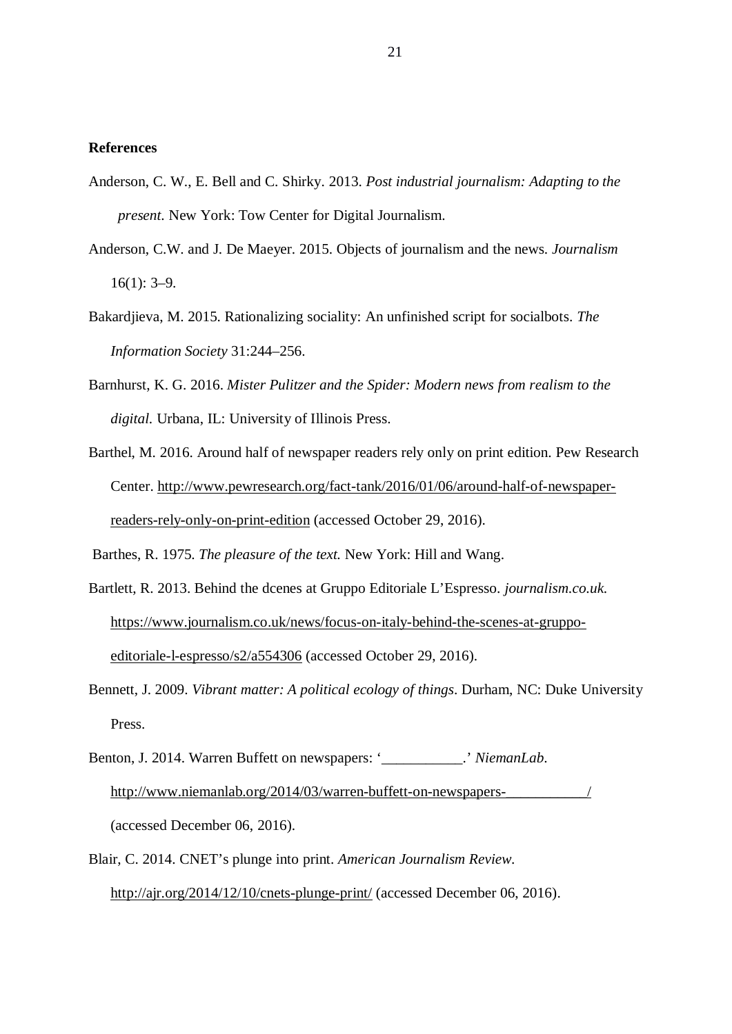**References**

Anderson, C. W., E. Bell and C. Shirky. 2013. *Post industrial journalism: Adapting to the present*. New York: Tow Center for Digital Journalism.

Anderson, C.W. and J. De Maeyer. 2015. Objects of journalism and the news. *Journalism* 16(1): 3–9.

Bakardjieva, M. 2015. Rationalizing sociality: An unfinished script for socialbots. *The Information Society* 31:244–256.

Barnhurst, K. G. 2016. *Mister Pulitzer and the Spider: Modern news from realism to the digital.* Urbana, IL: University of Illinois Press.

Barthel, M. 2016. Around half of newspaper readers rely only on print edition. Pew Research Center. http://www.pewresearch.org/fact-tank/2016/01/06/around-half-of-newspaper-readers-rely-only-on-print-edition (accessed October 29, 2016).

Barthes, R. 1975. *The pleasure of the text.* New York: Hill and Wang.

Bartlett, R. 2013. Behind the dcenes at Gruppo Editoriale L'Espresso. *journalism.co.uk.* https://www.journalism.co.uk/news/focus-on-italy-behind-the-scenes-at-gruppo-editoriale-l-espresso/s2/a554306 (accessed October 29, 2016).

Bennett, J. 2009. *Vibrant matter: A political ecology of things*. Durham, NC: Duke University Press.

Benton, J. 2014. Warren Buffett on newspapers: '___________.' *NiemanLab*. http://www.niemanlab.org/2014/03/warren-buffett-on-newspapers-___________/ (accessed December 06, 2016).

Blair, C. 2014. CNET's plunge into print. *American Journalism Review*. http://ajr.org/2014/12/10/cnets-plunge-print/ (accessed December 06, 2016).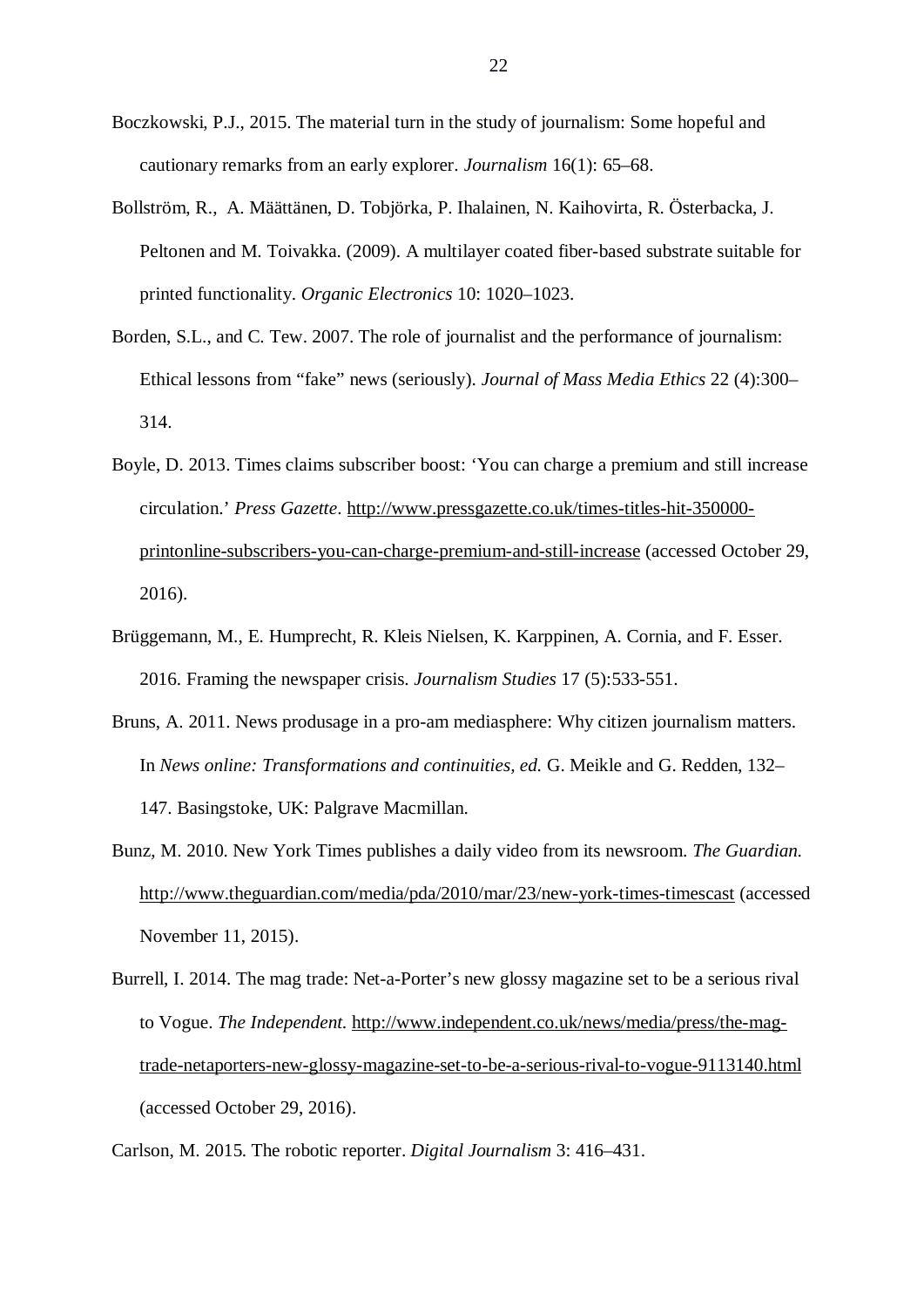Boczkowski, P.J., 2015. The material turn in the study of journalism: Some hopeful and cautionary remarks from an early explorer. *Journalism* 16(1): 65–68.

Bollström, R., A. Määttänen, D. Tobjörka, P. Ihalainen, N. Kaihovirta, R. Österbacka, J. Peltonen and M. Toivakka. (2009). A multilayer coated fiber-based substrate suitable for printed functionality. *Organic Electronics* 10: 1020–1023.

Borden, S.L., and C. Tew. 2007. The role of journalist and the performance of journalism: Ethical lessons from "fake" news (seriously). *Journal of Mass Media Ethics* 22 (4):300–314.

Boyle, D. 2013. Times claims subscriber boost: 'You can charge a premium and still increase circulation.' *Press Gazette*. http://www.pressgazette.co.uk/times-titles-hit-350000-printonline-subscribers-you-can-charge-premium-and-still-increase (accessed October 29, 2016).

Brüggemann, M., E. Humprecht, R. Kleis Nielsen, K. Karppinen, A. Cornia, and F. Esser. 2016. Framing the newspaper crisis. *Journalism Studies* 17 (5):533-551.

Bruns, A. 2011. News produsage in a pro-am mediasphere: Why citizen journalism matters. In *News online: Transformations and continuities, ed.* G. Meikle and G. Redden, 132–147. Basingstoke, UK: Palgrave Macmillan.

Bunz, M. 2010. New York Times publishes a daily video from its newsroom. *The Guardian.* http://www.theguardian.com/media/pda/2010/mar/23/new-york-times-timescast (accessed November 11, 2015).

Burrell, I. 2014. The mag trade: Net-a-Porter's new glossy magazine set to be a serious rival to Vogue. *The Independent.* http://www.independent.co.uk/news/media/press/the-mag-trade-netaporters-new-glossy-magazine-set-to-be-a-serious-rival-to-vogue-9113140.html (accessed October 29, 2016).

Carlson, M. 2015. The robotic reporter. *Digital Journalism* 3: 416–431.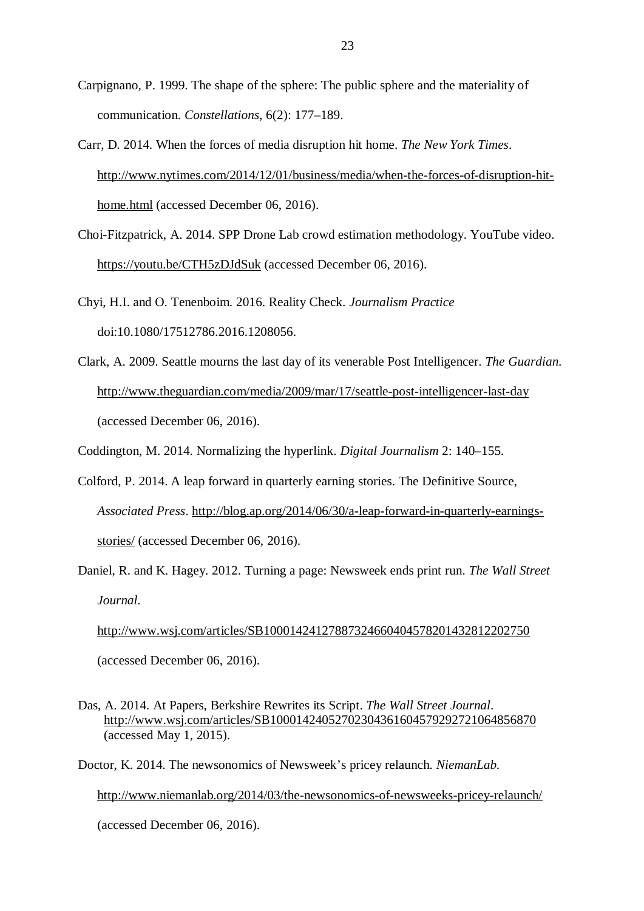Carpignano, P. 1999. The shape of the sphere: The public sphere and the materiality of communication. *Constellations*, 6(2): 177–189.

Carr, D. 2014. When the forces of media disruption hit home. *The New York Times*. http://www.nytimes.com/2014/12/01/business/media/when-the-forces-of-disruption-hit-home.html (accessed December 06, 2016).

Choi-Fitzpatrick, A. 2014. SPP Drone Lab crowd estimation methodology. YouTube video. https://youtu.be/CTH5zDJdSuk (accessed December 06, 2016).

Chyi, H.I. and O. Tenenboim. 2016. Reality Check. *Journalism Practice* doi:10.1080/17512786.2016.1208056.

Clark, A. 2009. Seattle mourns the last day of its venerable Post Intelligencer. *The Guardian.* http://www.theguardian.com/media/2009/mar/17/seattle-post-intelligencer-last-day (accessed December 06, 2016).

Coddington, M. 2014. Normalizing the hyperlink. *Digital Journalism* 2: 140–155.

Colford, P. 2014. A leap forward in quarterly earning stories. The Definitive Source, *Associated Press*. http://blog.ap.org/2014/06/30/a-leap-forward-in-quarterly-earnings-stories/ (accessed December 06, 2016).

Daniel, R. and K. Hagey. 2012. Turning a page: Newsweek ends print run. *The Wall Street Journal.* http://www.wsj.com/articles/SB10001424127887324660404578201432812202750 (accessed December 06, 2016).

Das, A. 2014. At Papers, Berkshire Rewrites its Script. *The Wall Street Journal*. http://www.wsj.com/articles/SB10001424052702304361604579292721064856870 (accessed May 1, 2015).

Doctor, K. 2014. The newsonomics of Newsweek's pricey relaunch. *NiemanLab.* http://www.niemanlab.org/2014/03/the-newsonomics-of-newsweeks-pricey-relaunch/ (accessed December 06, 2016).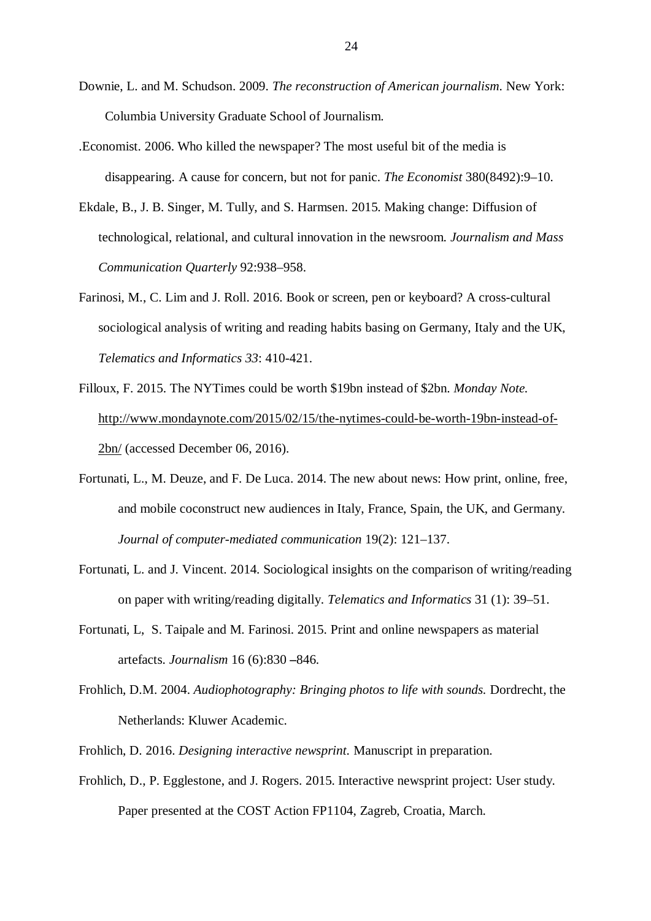Downie, L. and M. Schudson. 2009. *The reconstruction of American journalism*. New York: Columbia University Graduate School of Journalism.

.Economist. 2006. Who killed the newspaper? The most useful bit of the media is disappearing. A cause for concern, but not for panic. *The Economist* 380(8492):9–10.

Ekdale, B., J. B. Singer, M. Tully, and S. Harmsen. 2015. Making change: Diffusion of technological, relational, and cultural innovation in the newsroom. *Journalism and Mass Communication Quarterly* 92:938–958.

Farinosi, M., C. Lim and J. Roll. 2016. Book or screen, pen or keyboard? A cross-cultural sociological analysis of writing and reading habits basing on Germany, Italy and the UK, *Telematics and Informatics 33*: 410-421.

Filloux, F. 2015. The NYTimes could be worth $19bn instead of $2bn. *Monday Note.* http://www.mondaynote.com/2015/02/15/the-nytimes-could-be-worth-19bn-instead-of-2bn/ (accessed December 06, 2016).

Fortunati, L., M. Deuze, and F. De Luca. 2014. The new about news: How print, online, free, and mobile coconstruct new audiences in Italy, France, Spain, the UK, and Germany. *Journal of computer-mediated communication* 19(2): 121–137.

Fortunati, L. and J. Vincent. 2014. Sociological insights on the comparison of writing/reading on paper with writing/reading digitally. *Telematics and Informatics* 31 (1): 39–51.

Fortunati, L, S. Taipale and M. Farinosi. 2015. Print and online newspapers as material artefacts. *Journalism* 16 (6):830 –846.

Frohlich, D.M. 2004. *Audiophotography: Bringing photos to life with sounds.* Dordrecht, the Netherlands: Kluwer Academic.

Frohlich, D. 2016. *Designing interactive newsprint.* Manuscript in preparation.

Frohlich, D., P. Egglestone, and J. Rogers. 2015. Interactive newsprint project: User study. Paper presented at the COST Action FP1104, Zagreb, Croatia, March.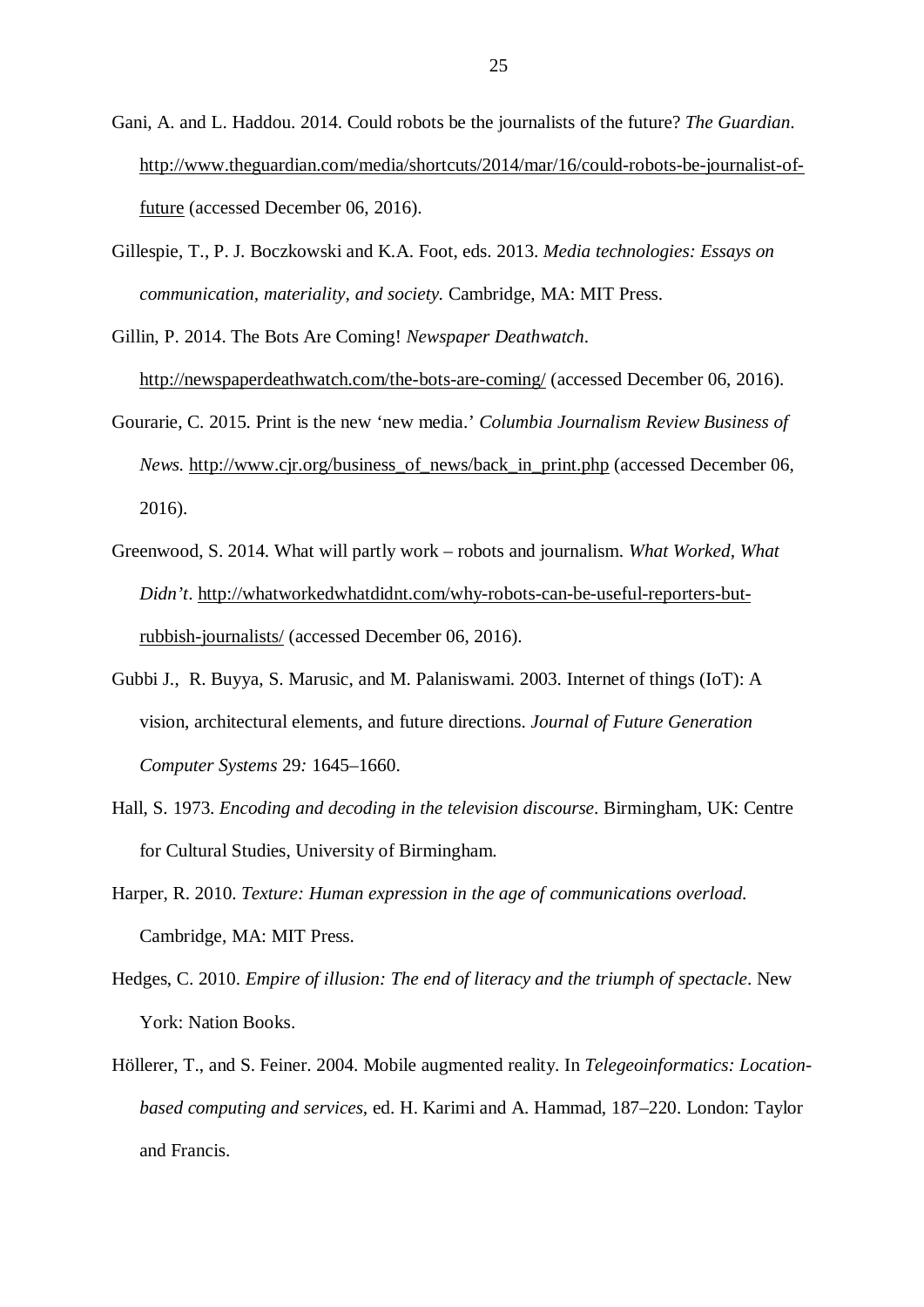Gani, A. and L. Haddou. 2014. Could robots be the journalists of the future? *The Guardian*. http://www.theguardian.com/media/shortcuts/2014/mar/16/could-robots-be-journalist-of-future (accessed December 06, 2016).

Gillespie, T., P. J. Boczkowski and K.A. Foot, eds. 2013. *Media technologies: Essays on communication, materiality, and society.* Cambridge, MA: MIT Press.

Gillin, P. 2014. The Bots Are Coming! *Newspaper Deathwatch*. http://newspaperdeathwatch.com/the-bots-are-coming/ (accessed December 06, 2016).

Gourarie, C. 2015. Print is the new 'new media.' *Columbia Journalism Review Business of News.* http://www.cjr.org/business_of_news/back_in_print.php (accessed December 06, 2016).

Greenwood, S. 2014. What will partly work – robots and journalism. *What Worked, What Didn't*. http://whatworkedwhatdidnt.com/why-robots-can-be-useful-reporters-but-rubbish-journalists/ (accessed December 06, 2016).

Gubbi J., R. Buyya, S. Marusic, and M. Palaniswami. 2003. Internet of things (IoT): A vision, architectural elements, and future directions. *Journal of Future Generation Computer Systems* 29*:* 1645–1660.

Hall, S. 1973. *Encoding and decoding in the television discourse*. Birmingham, UK: Centre for Cultural Studies, University of Birmingham.

Harper, R. 2010. *Texture: Human expression in the age of communications overload.* Cambridge, MA: MIT Press.

Hedges, C. 2010. *Empire of illusion: The end of literacy and the triumph of spectacle*. New York: Nation Books.

Höllerer, T., and S. Feiner. 2004. Mobile augmented reality. In *Telegeoinformatics: Location-based computing and services,* ed. H. Karimi and A. Hammad, 187–220. London: Taylor and Francis.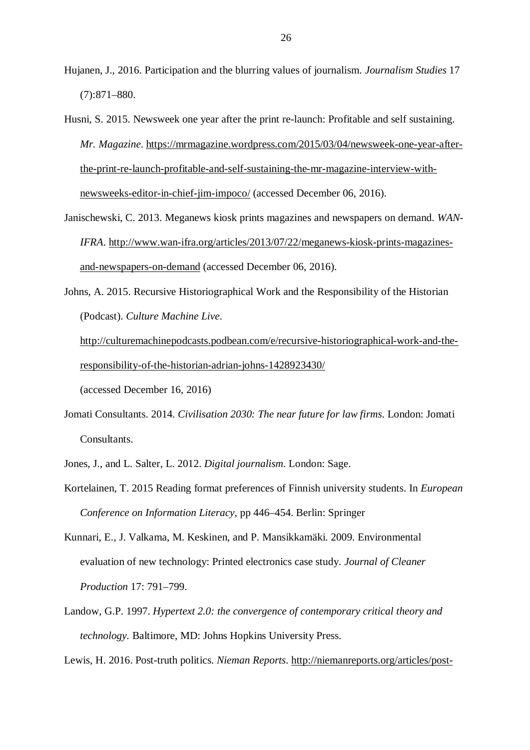Hujanen, J., 2016. Participation and the blurring values of journalism. *Journalism Studies* 17 (7):871–880.

Husni, S. 2015. Newsweek one year after the print re-launch: Profitable and self sustaining. *Mr. Magazine*. https://mrmagazine.wordpress.com/2015/03/04/newsweek-one-year-after-the-print-re-launch-profitable-and-self-sustaining-the-mr-magazine-interview-with-newsweeks-editor-in-chief-jim-impoco/ (accessed December 06, 2016).

Janischewski, C. 2013. Meganews kiosk prints magazines and newspapers on demand. *WAN-IFRA*. http://www.wan-ifra.org/articles/2013/07/22/meganews-kiosk-prints-magazines-and-newspapers-on-demand (accessed December 06, 2016).

Johns, A. 2015. Recursive Historiographical Work and the Responsibility of the Historian (Podcast). *Culture Machine Live*.
http://culturemachinepodcasts.podbean.com/e/recursive-historiographical-work-and-the-responsibility-of-the-historian-adrian-johns-1428923430/
(accessed December 16, 2016)

Jomati Consultants. 2014. *Civilisation 2030: The near future for law firms*. London: Jomati Consultants.

Jones, J., and L. Salter, L. 2012. *Digital journalism*. London: Sage.

Kortelainen, T. 2015 Reading format preferences of Finnish university students. In *European Conference on Information Literacy*, pp 446–454. Berlin: Springer

Kunnari, E., J. Valkama, M. Keskinen, and P. Mansikkamäki. 2009. Environmental evaluation of new technology: Printed electronics case study. *Journal of Cleaner Production* 17: 791–799.

Landow, G.P. 1997. *Hypertext 2.0: the convergence of contemporary critical theory and technology*. Baltimore, MD: Johns Hopkins University Press.

Lewis, H. 2016. Post-truth politics. *Nieman Reports*. http://niemanreports.org/articles/post-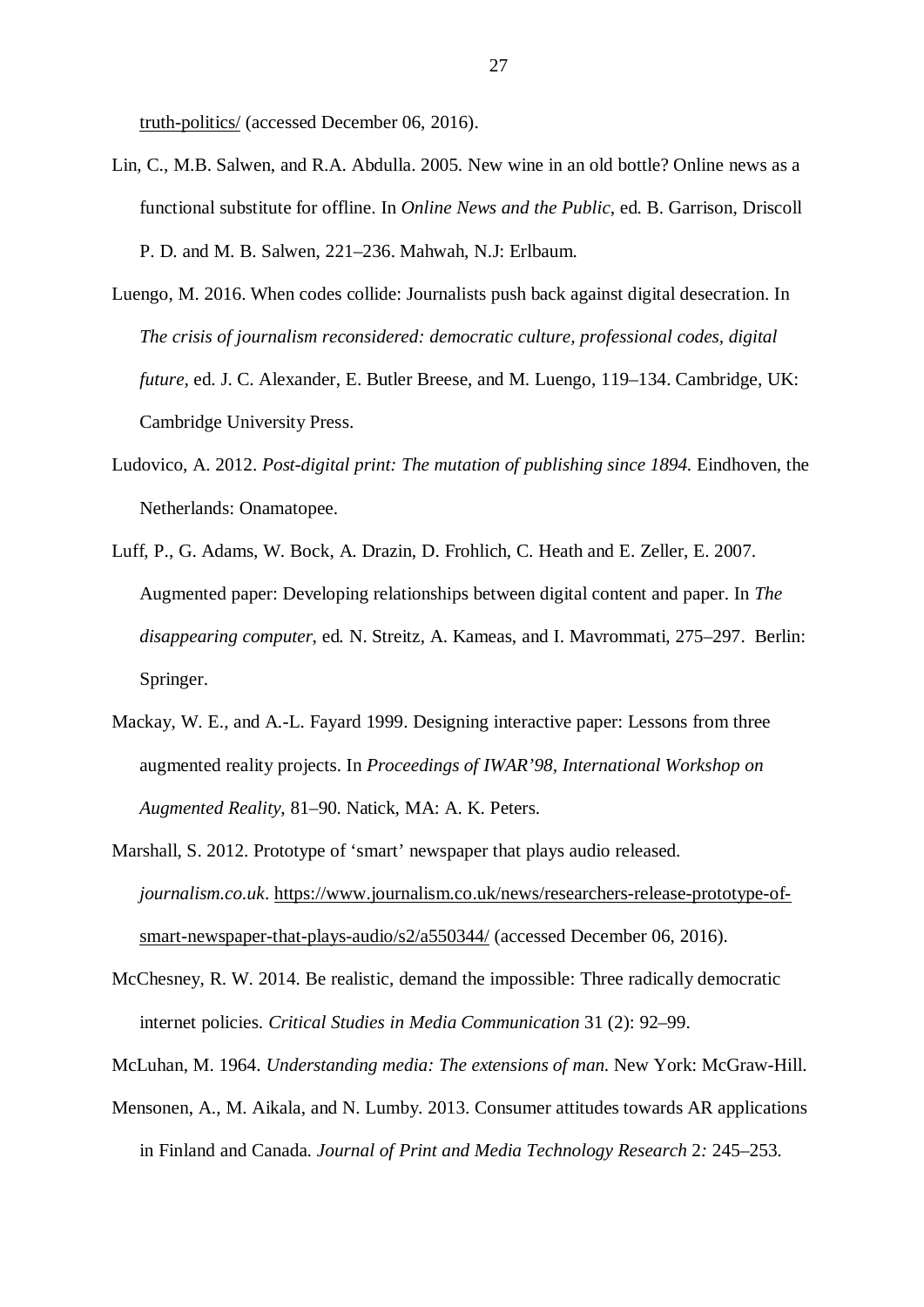truth-politics/ (accessed December 06, 2016).

Lin, C., M.B. Salwen, and R.A. Abdulla. 2005. New wine in an old bottle? Online news as a functional substitute for offline. In *Online News and the Public*, ed. B. Garrison, Driscoll P. D. and M. B. Salwen, 221–236. Mahwah, N.J: Erlbaum.

Luengo, M. 2016. When codes collide: Journalists push back against digital desecration. In *The crisis of journalism reconsidered: democratic culture, professional codes, digital future,* ed. J. C. Alexander, E. Butler Breese, and M. Luengo, 119–134. Cambridge, UK: Cambridge University Press.

Ludovico, A. 2012. *Post-digital print: The mutation of publishing since 1894.* Eindhoven, the Netherlands: Onamatopee.

Luff, P., G. Adams, W. Bock, A. Drazin, D. Frohlich, C. Heath and E. Zeller, E. 2007. Augmented paper: Developing relationships between digital content and paper. In *The disappearing computer*, ed. N. Streitz, A. Kameas, and I. Mavrommati, 275–297. Berlin: Springer.

Mackay, W. E., and A.-L. Fayard 1999. Designing interactive paper: Lessons from three augmented reality projects. In *Proceedings of IWAR'98, International Workshop on Augmented Reality*, 81–90. Natick, MA: A. K. Peters.

Marshall, S. 2012. Prototype of 'smart' newspaper that plays audio released. *journalism.co.uk*. https://www.journalism.co.uk/news/researchers-release-prototype-of-smart-newspaper-that-plays-audio/s2/a550344/ (accessed December 06, 2016).

McChesney, R. W. 2014. Be realistic, demand the impossible: Three radically democratic internet policies. *Critical Studies in Media Communication* 31 (2): 92–99.

McLuhan, M. 1964. *Understanding media: The extensions of man.* New York: McGraw-Hill.

Mensonen, A., M. Aikala, and N. Lumby. 2013. Consumer attitudes towards AR applications in Finland and Canada. *Journal of Print and Media Technology Research* 2*:* 245–253.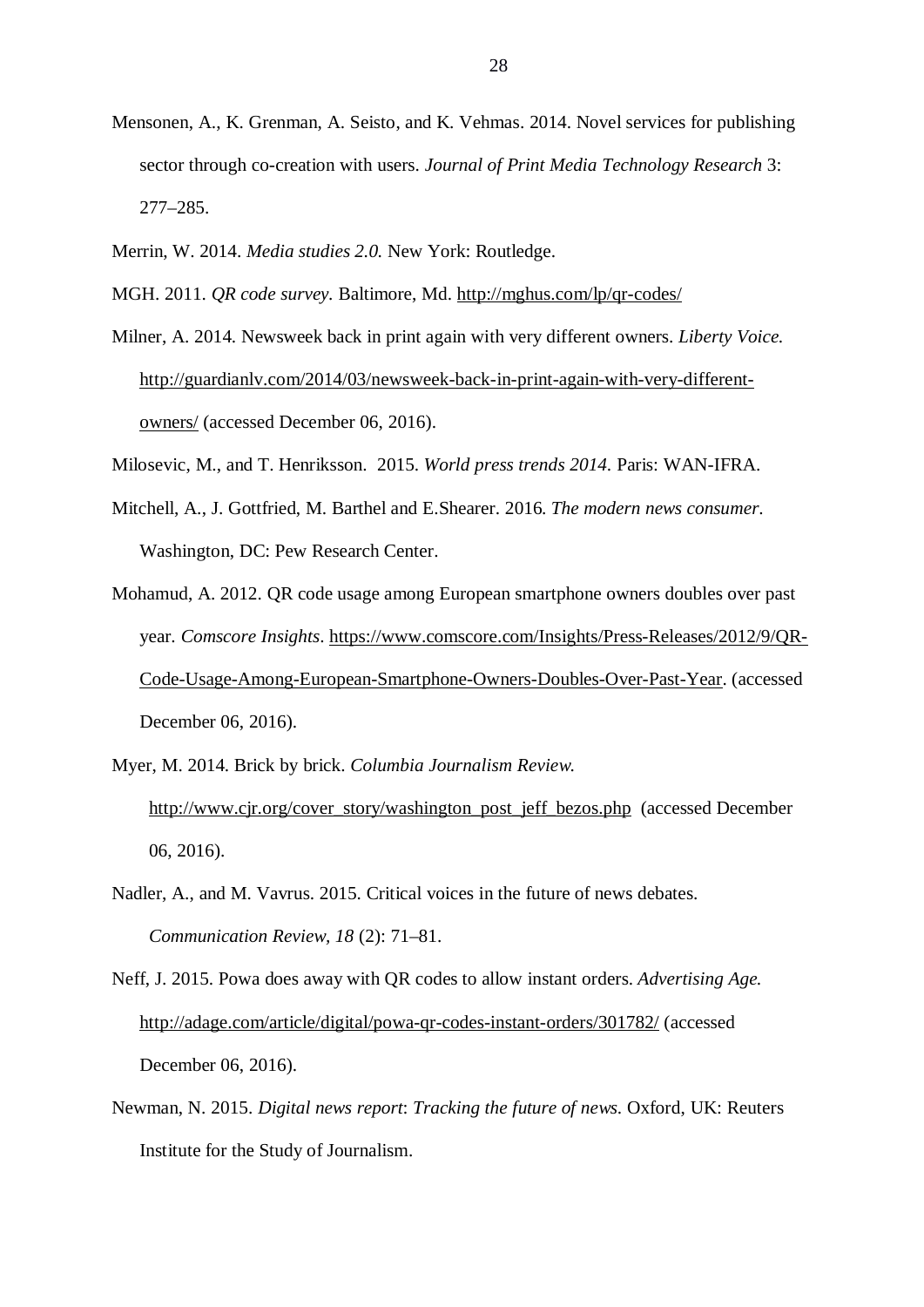Mensonen, A., K. Grenman, A. Seisto, and K. Vehmas. 2014. Novel services for publishing sector through co-creation with users. *Journal of Print Media Technology Research* 3: 277–285.

Merrin, W. 2014. *Media studies 2.0.* New York: Routledge.

MGH. 2011. *QR code survey.* Baltimore, Md. http://mghus.com/lp/qr-codes/

Milner, A. 2014. Newsweek back in print again with very different owners. *Liberty Voice.* http://guardianlv.com/2014/03/newsweek-back-in-print-again-with-very-different-owners/ (accessed December 06, 2016).

Milosevic, M., and T. Henriksson. 2015. *World press trends 2014.* Paris: WAN-IFRA.

Mitchell, A., J. Gottfried, M. Barthel and E.Shearer. 2016. *The modern news consumer.* Washington, DC: Pew Research Center.

Mohamud, A. 2012. QR code usage among European smartphone owners doubles over past year. *Comscore Insights*. https://www.comscore.com/Insights/Press-Releases/2012/9/QR-Code-Usage-Among-European-Smartphone-Owners-Doubles-Over-Past-Year. (accessed December 06, 2016).

Myer, M. 2014. Brick by brick. *Columbia Journalism Review.* http://www.cjr.org/cover_story/washington_post_jeff_bezos.php (accessed December 06, 2016).

Nadler, A., and M. Vavrus. 2015. Critical voices in the future of news debates. *Communication Review, 18* (2): 71–81.

Neff, J. 2015. Powa does away with QR codes to allow instant orders. *Advertising Age.* http://adage.com/article/digital/powa-qr-codes-instant-orders/301782/ (accessed December 06, 2016).

Newman, N. 2015. *Digital news report*: *Tracking the future of news.* Oxford, UK: Reuters Institute for the Study of Journalism.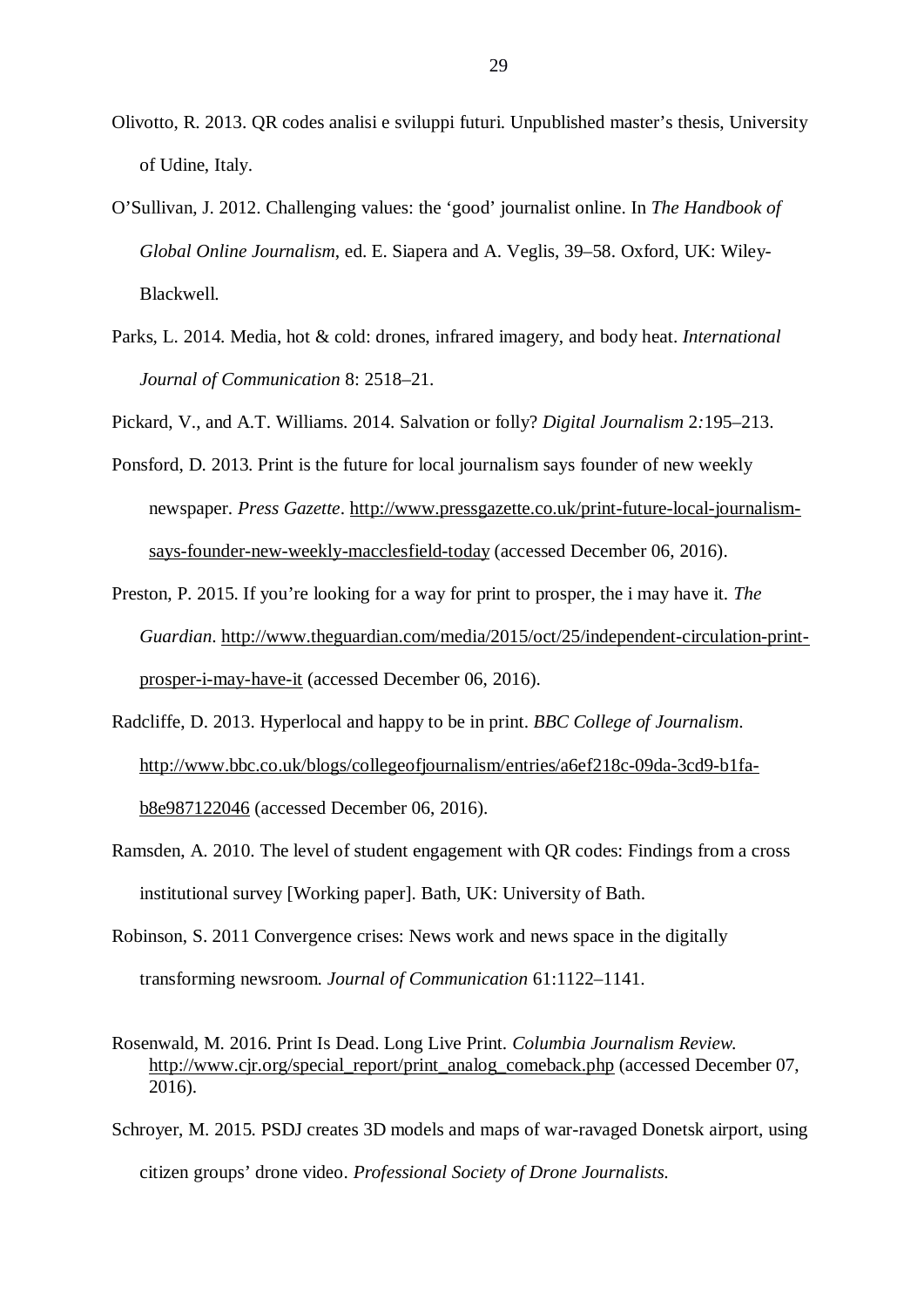Olivotto, R. 2013. QR codes analisi e sviluppi futuri. Unpublished master's thesis, University of Udine, Italy.

O'Sullivan, J. 2012. Challenging values: the 'good' journalist online. In *The Handbook of Global Online Journalism*, ed. E. Siapera and A. Veglis, 39–58. Oxford, UK: Wiley-Blackwell.

Parks, L. 2014. Media, hot & cold: drones, infrared imagery, and body heat. *International Journal of Communication* 8: 2518–21.

Pickard, V., and A.T. Williams. 2014. Salvation or folly? *Digital Journalism* 2:195–213.

Ponsford, D. 2013. Print is the future for local journalism says founder of new weekly newspaper. *Press Gazette*. http://www.pressgazette.co.uk/print-future-local-journalism-says-founder-new-weekly-macclesfield-today (accessed December 06, 2016).

Preston, P. 2015. If you're looking for a way for print to prosper, the i may have it. *The Guardian*. http://www.theguardian.com/media/2015/oct/25/independent-circulation-print-prosper-i-may-have-it (accessed December 06, 2016).

Radcliffe, D. 2013. Hyperlocal and happy to be in print. *BBC College of Journalism*. http://www.bbc.co.uk/blogs/collegeofjournalism/entries/a6ef218c-09da-3cd9-b1fa-b8e987122046 (accessed December 06, 2016).

Ramsden, A. 2010. The level of student engagement with QR codes: Findings from a cross institutional survey [Working paper]. Bath, UK: University of Bath.

Robinson, S. 2011 Convergence crises: News work and news space in the digitally transforming newsroom. *Journal of Communication* 61:1122–1141.

Rosenwald, M. 2016. Print Is Dead. Long Live Print. *Columbia Journalism Review.* http://www.cjr.org/special_report/print_analog_comeback.php (accessed December 07, 2016).

Schroyer, M. 2015. PSDJ creates 3D models and maps of war-ravaged Donetsk airport, using citizen groups' drone video. *Professional Society of Drone Journalists.*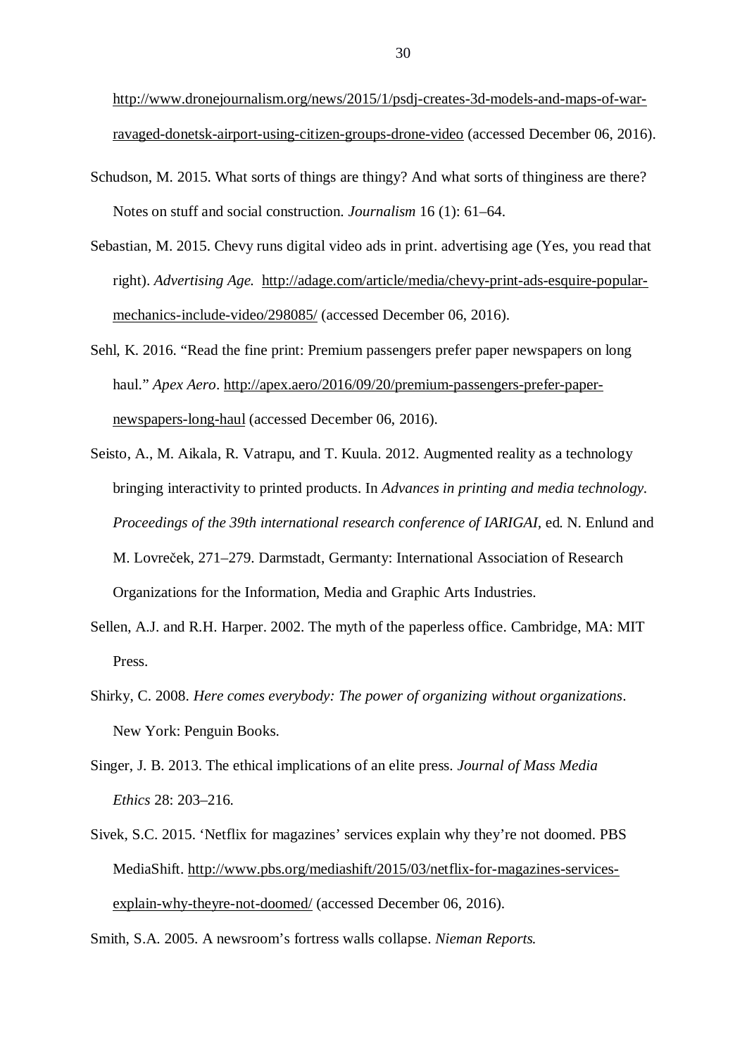http://www.dronejournalism.org/news/2015/1/psdj-creates-3d-models-and-maps-of-war-ravaged-donetsk-airport-using-citizen-groups-drone-video (accessed December 06, 2016).

Schudson, M. 2015. What sorts of things are thingy? And what sorts of thinginess are there? Notes on stuff and social construction. *Journalism* 16 (1): 61–64.

Sebastian, M. 2015. Chevy runs digital video ads in print. advertising age (Yes, you read that right). *Advertising Age.* http://adage.com/article/media/chevy-print-ads-esquire-popular-mechanics-include-video/298085/ (accessed December 06, 2016).

Sehl, K. 2016. "Read the fine print: Premium passengers prefer paper newspapers on long haul." *Apex Aero*. http://apex.aero/2016/09/20/premium-passengers-prefer-paper-newspapers-long-haul (accessed December 06, 2016).

Seisto, A., M. Aikala, R. Vatrapu, and T. Kuula. 2012. Augmented reality as a technology bringing interactivity to printed products. In *Advances in printing and media technology. Proceedings of the 39th international research conference of IARIGAI*, ed. N. Enlund and M. Lovreček, 271–279. Darmstadt, Germanty: International Association of Research Organizations for the Information, Media and Graphic Arts Industries.

Sellen, A.J. and R.H. Harper. 2002. The myth of the paperless office. Cambridge, MA: MIT Press.

Shirky, C. 2008. *Here comes everybody: The power of organizing without organizations*. New York: Penguin Books.

Singer, J. B. 2013. The ethical implications of an elite press. *Journal of Mass Media Ethics* 28: 203–216.

Sivek, S.C. 2015. 'Netflix for magazines' services explain why they're not doomed. PBS MediaShift. http://www.pbs.org/mediashift/2015/03/netflix-for-magazines-services-explain-why-theyre-not-doomed/ (accessed December 06, 2016).

Smith, S.A. 2005. A newsroom's fortress walls collapse. *Nieman Reports*.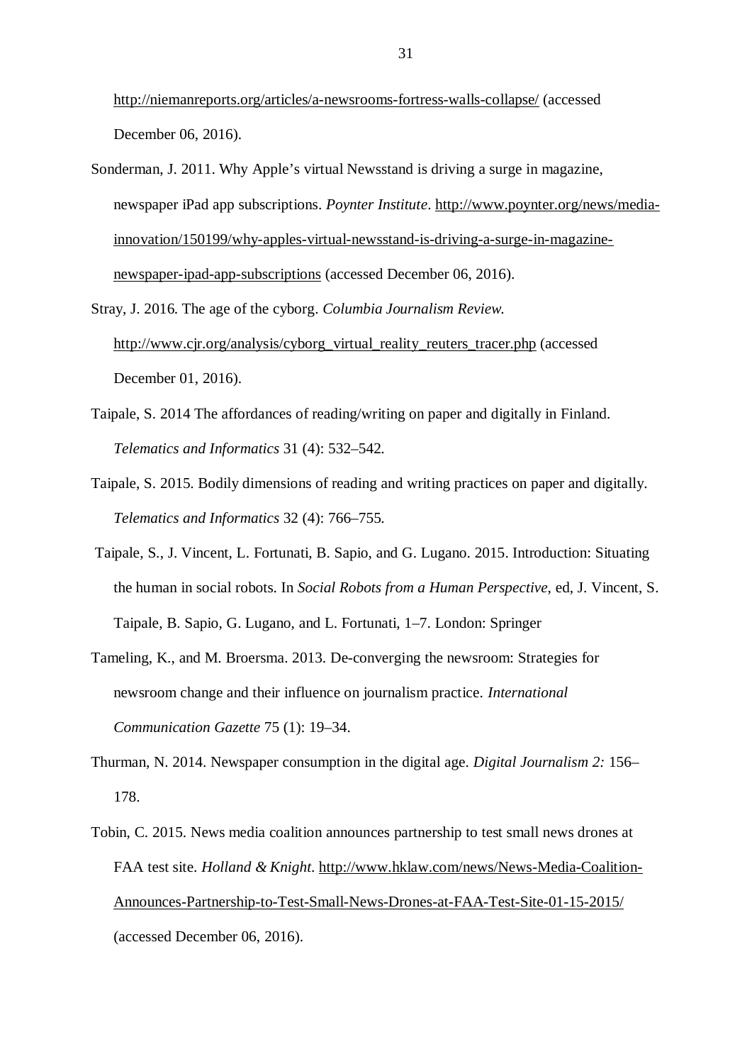http://niemanreports.org/articles/a-newsrooms-fortress-walls-collapse/ (accessed December 06, 2016).

Sonderman, J. 2011. Why Apple's virtual Newsstand is driving a surge in magazine, newspaper iPad app subscriptions. *Poynter Institute*. http://www.poynter.org/news/media-innovation/150199/why-apples-virtual-newsstand-is-driving-a-surge-in-magazine-newspaper-ipad-app-subscriptions (accessed December 06, 2016).

Stray, J. 2016. The age of the cyborg. *Columbia Journalism Review.* http://www.cjr.org/analysis/cyborg_virtual_reality_reuters_tracer.php (accessed December 01, 2016).

Taipale, S. 2014 The affordances of reading/writing on paper and digitally in Finland. *Telematics and Informatics* 31 (4): 532–542.

Taipale, S. 2015. Bodily dimensions of reading and writing practices on paper and digitally. *Telematics and Informatics* 32 (4): 766–755.

Taipale, S., J. Vincent, L. Fortunati, B. Sapio, and G. Lugano. 2015. Introduction: Situating the human in social robots. In *Social Robots from a Human Perspective*, ed, J. Vincent, S. Taipale, B. Sapio, G. Lugano, and L. Fortunati, 1–7. London: Springer

Tameling, K., and M. Broersma. 2013. De-converging the newsroom: Strategies for newsroom change and their influence on journalism practice. *International Communication Gazette* 75 (1): 19–34.

Thurman, N. 2014. Newspaper consumption in the digital age. *Digital Journalism 2:* 156–178.

Tobin, C. 2015. News media coalition announces partnership to test small news drones at FAA test site. *Holland & Knight*. http://www.hklaw.com/news/News-Media-Coalition-Announces-Partnership-to-Test-Small-News-Drones-at-FAA-Test-Site-01-15-2015/ (accessed December 06, 2016).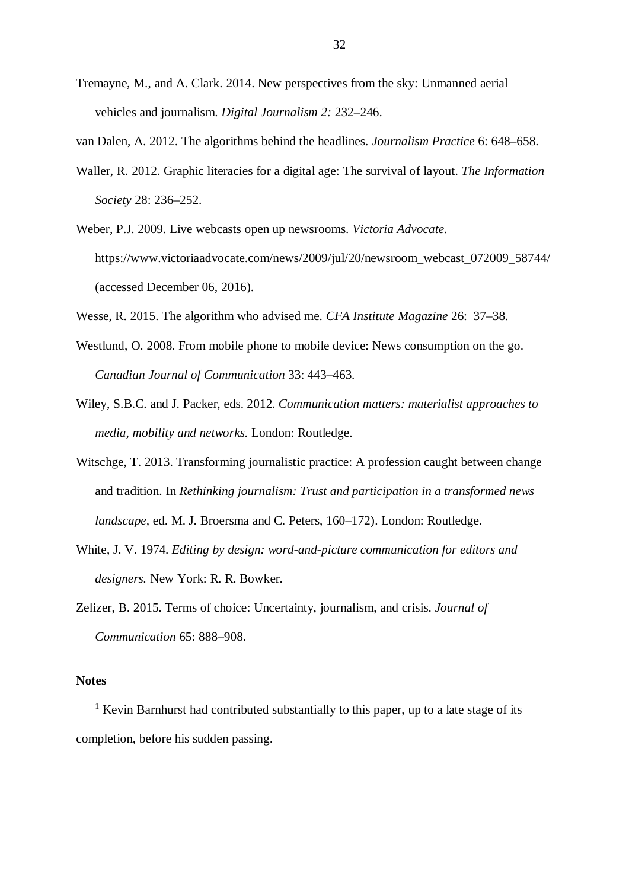Tremayne, M., and A. Clark. 2014. New perspectives from the sky: Unmanned aerial vehicles and journalism. *Digital Journalism 2:* 232–246.

van Dalen, A. 2012. The algorithms behind the headlines. *Journalism Practice* 6: 648–658.

Waller, R. 2012. Graphic literacies for a digital age: The survival of layout. *The Information Society* 28: 236–252.

Weber, P.J. 2009. Live webcasts open up newsrooms. *Victoria Advocate*. https://www.victoriaadvocate.com/news/2009/jul/20/newsroom_webcast_072009_58744/ (accessed December 06, 2016).

Wesse, R. 2015. The algorithm who advised me. *CFA Institute Magazine* 26: 37–38.

Westlund, O. 2008. From mobile phone to mobile device: News consumption on the go. *Canadian Journal of Communication* 33: 443–463.

Wiley, S.B.C. and J. Packer, eds. 2012. *Communication matters: materialist approaches to media, mobility and networks.* London: Routledge.

Witschge, T. 2013. Transforming journalistic practice: A profession caught between change and tradition. In *Rethinking journalism: Trust and participation in a transformed news landscape*, ed. M. J. Broersma and C. Peters, 160–172). London: Routledge.

White, J. V. 1974. *Editing by design: word-and-picture communication for editors and designers.* New York: R. R. Bowker.

Zelizer, B. 2015. Terms of choice: Uncertainty, journalism, and crisis. *Journal of Communication* 65: 888–908.

---

**Notes**

[1] Kevin Barnhurst had contributed substantially to this paper, up to a late stage of its completion, before his sudden passing.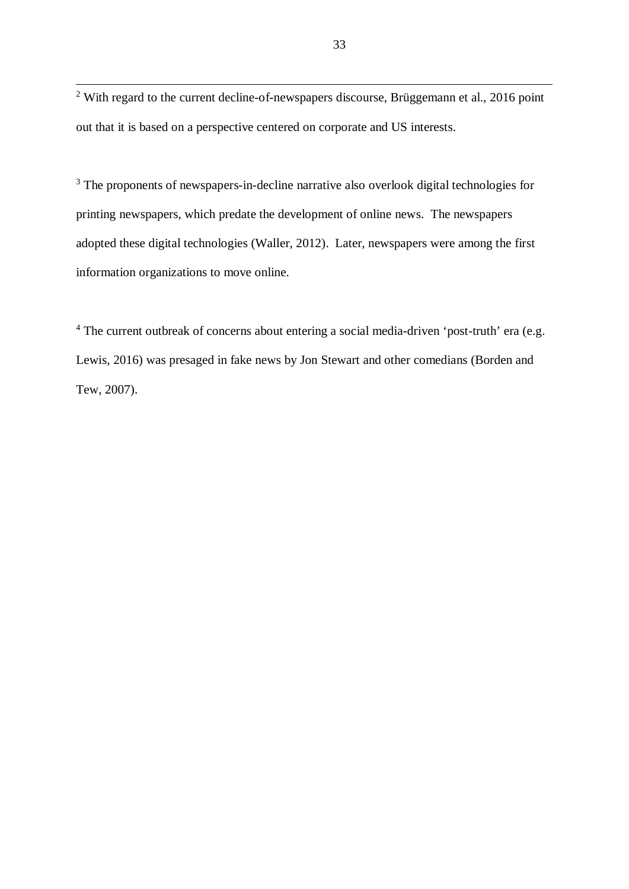[2] With regard to the current decline-of-newspapers discourse, Brüggemann et al., 2016 point out that it is based on a perspective centered on corporate and US interests.

[3] The proponents of newspapers-in-decline narrative also overlook digital technologies for printing newspapers, which predate the development of online news. The newspapers adopted these digital technologies (Waller, 2012). Later, newspapers were among the first information organizations to move online.

[4] The current outbreak of concerns about entering a social media-driven 'post-truth' era (e.g. Lewis, 2016) was presaged in fake news by Jon Stewart and other comedians (Borden and Tew, 2007).